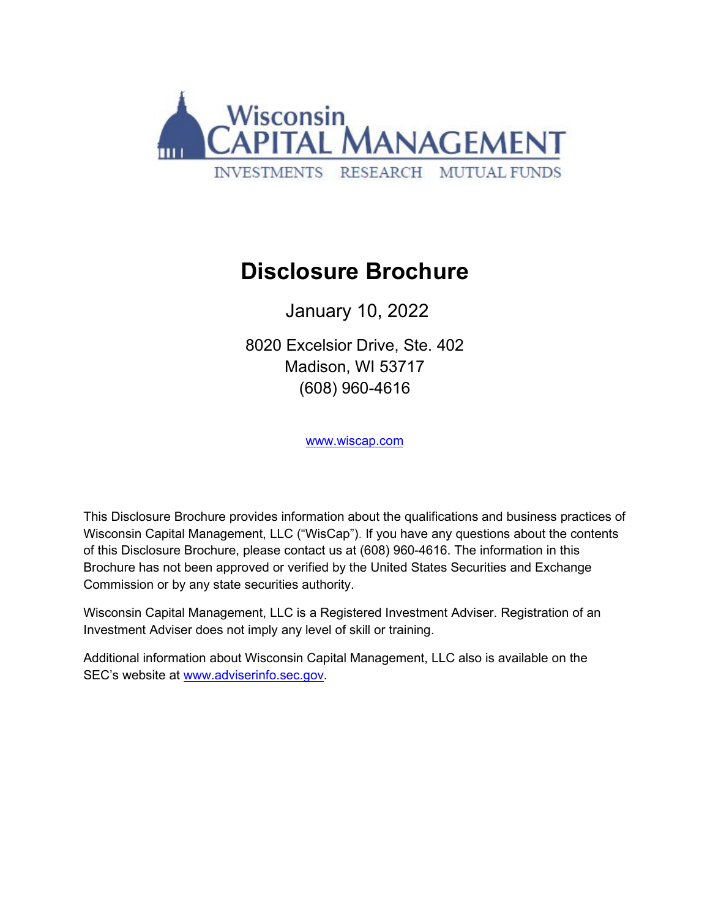Wisconsin CAPITAL MANAGEMENT

INVESTMENTS RESEARCH MUTUAL FUNDS

# Disclosure Brochure

January 10, 2022

8020 Excelsior Drive, Ste. 402
Madison, WI 53717
(608) 960-4616

www.wiscap.com

This Disclosure Brochure provides information about the qualifications and business practices of Wisconsin Capital Management, LLC ("WisCap"). If you have any questions about the contents of this Disclosure Brochure, please contact us at (608) 960-4616. The information in this Brochure has not been approved or verified by the United States Securities and Exchange Commission or by any state securities authority.

Wisconsin Capital Management, LLC is a Registered Investment Adviser. Registration of an Investment Adviser does not imply any level of skill or training.

Additional information about Wisconsin Capital Management, LLC also is available on the SEC's website at www.adviserinfo.sec.gov.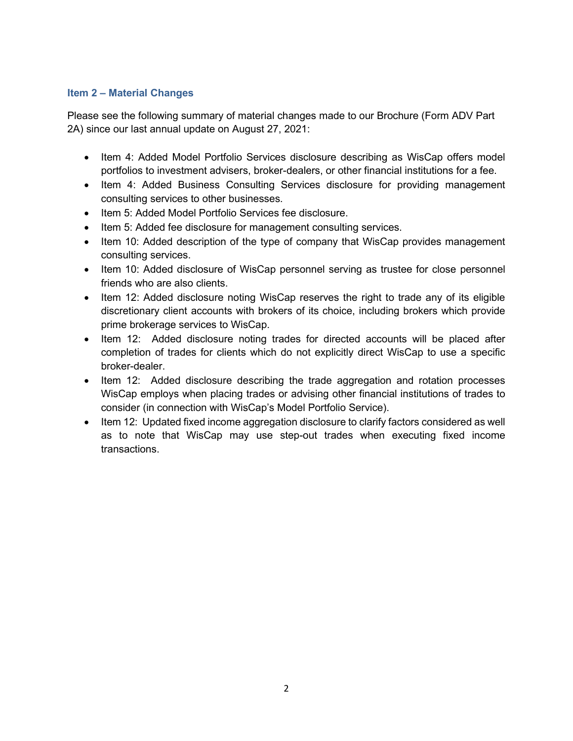## Item 2 – Material Changes

Please see the following summary of material changes made to our Brochure (Form ADV Part 2A) since our last annual update on August 27, 2021:

- Item 4: Added Model Portfolio Services disclosure describing as WisCap offers model portfolios to investment advisers, broker-dealers, or other financial institutions for a fee.
- Item 4: Added Business Consulting Services disclosure for providing management consulting services to other businesses.
- Item 5: Added Model Portfolio Services fee disclosure.
- Item 5: Added fee disclosure for management consulting services.
- Item 10: Added description of the type of company that WisCap provides management consulting services.
- Item 10: Added disclosure of WisCap personnel serving as trustee for close personnel friends who are also clients.
- Item 12: Added disclosure noting WisCap reserves the right to trade any of its eligible discretionary client accounts with brokers of its choice, including brokers which provide prime brokerage services to WisCap.
- Item 12: Added disclosure noting trades for directed accounts will be placed after completion of trades for clients which do not explicitly direct WisCap to use a specific broker-dealer.
- Item 12: Added disclosure describing the trade aggregation and rotation processes WisCap employs when placing trades or advising other financial institutions of trades to consider (in connection with WisCap's Model Portfolio Service).
- Item 12: Updated fixed income aggregation disclosure to clarify factors considered as well as to note that WisCap may use step-out trades when executing fixed income transactions.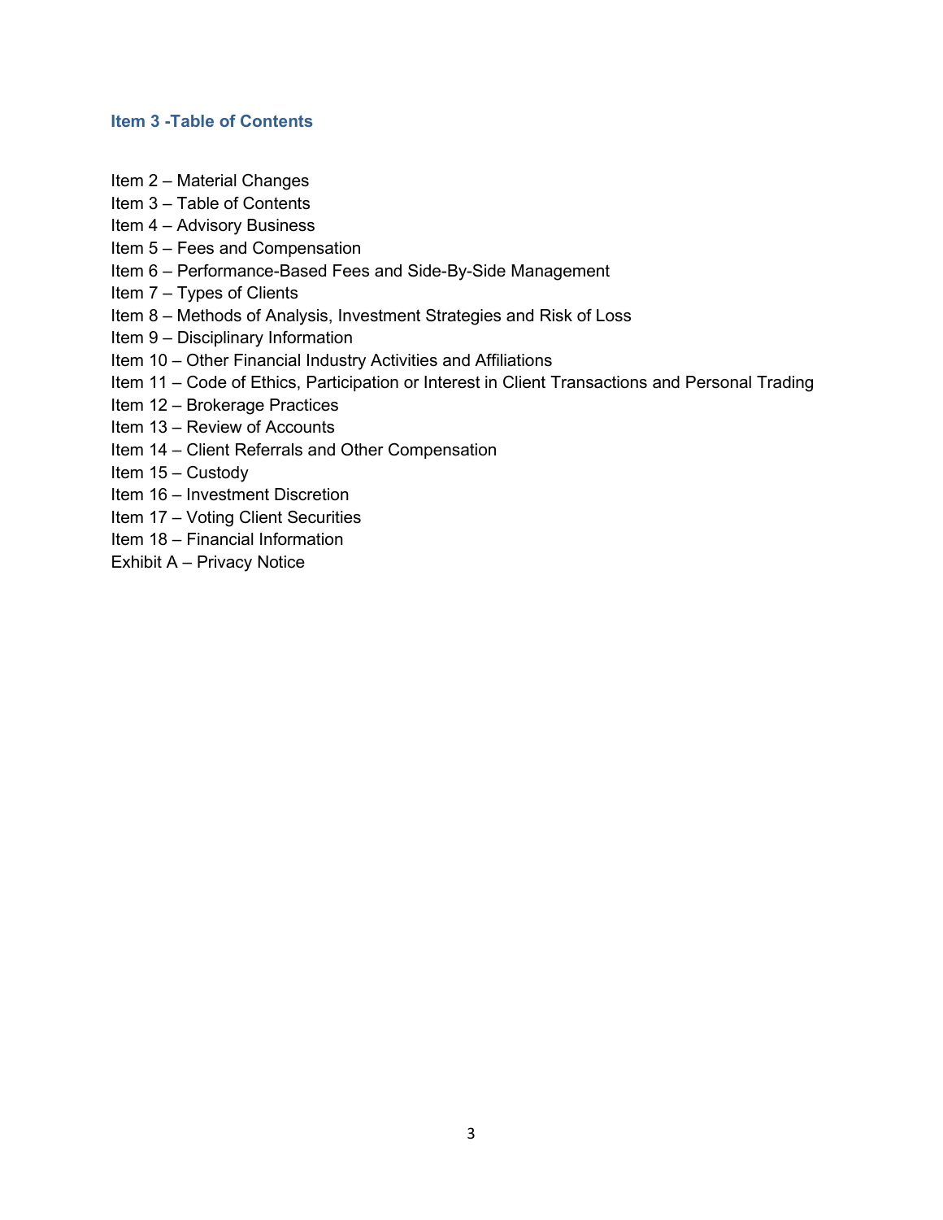## Item 3 -Table of Contents

Item 2 – Material Changes
Item 3 – Table of Contents
Item 4 – Advisory Business
Item 5 – Fees and Compensation
Item 6 – Performance-Based Fees and Side-By-Side Management
Item 7 – Types of Clients
Item 8 – Methods of Analysis, Investment Strategies and Risk of Loss
Item 9 – Disciplinary Information
Item 10 – Other Financial Industry Activities and Affiliations
Item 11 – Code of Ethics, Participation or Interest in Client Transactions and Personal Trading
Item 12 – Brokerage Practices
Item 13 – Review of Accounts
Item 14 – Client Referrals and Other Compensation
Item 15 – Custody
Item 16 – Investment Discretion
Item 17 – Voting Client Securities
Item 18 – Financial Information
Exhibit A – Privacy Notice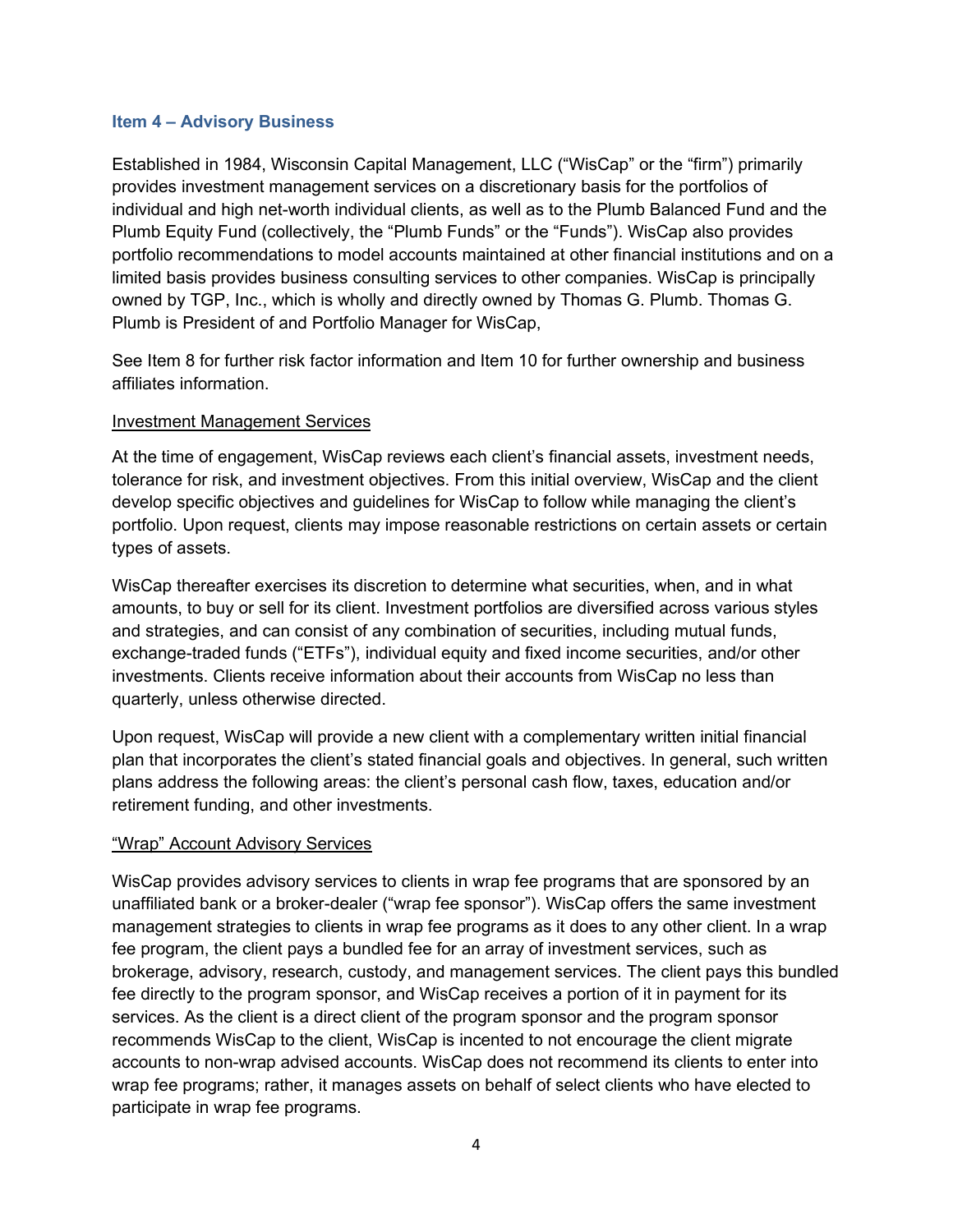## Item 4 – Advisory Business

Established in 1984, Wisconsin Capital Management, LLC ("WisCap" or the "firm") primarily provides investment management services on a discretionary basis for the portfolios of individual and high net-worth individual clients, as well as to the Plumb Balanced Fund and the Plumb Equity Fund (collectively, the "Plumb Funds" or the "Funds"). WisCap also provides portfolio recommendations to model accounts maintained at other financial institutions and on a limited basis provides business consulting services to other companies. WisCap is principally owned by TGP, Inc., which is wholly and directly owned by Thomas G. Plumb. Thomas G. Plumb is President of and Portfolio Manager for WisCap,

See Item 8 for further risk factor information and Item 10 for further ownership and business affiliates information.

<u>Investment Management Services</u>

At the time of engagement, WisCap reviews each client's financial assets, investment needs, tolerance for risk, and investment objectives. From this initial overview, WisCap and the client develop specific objectives and guidelines for WisCap to follow while managing the client's portfolio. Upon request, clients may impose reasonable restrictions on certain assets or certain types of assets.

WisCap thereafter exercises its discretion to determine what securities, when, and in what amounts, to buy or sell for its client. Investment portfolios are diversified across various styles and strategies, and can consist of any combination of securities, including mutual funds, exchange-traded funds ("ETFs"), individual equity and fixed income securities, and/or other investments. Clients receive information about their accounts from WisCap no less than quarterly, unless otherwise directed.

Upon request, WisCap will provide a new client with a complementary written initial financial plan that incorporates the client's stated financial goals and objectives. In general, such written plans address the following areas: the client's personal cash flow, taxes, education and/or retirement funding, and other investments.

<u>"Wrap" Account Advisory Services</u>

WisCap provides advisory services to clients in wrap fee programs that are sponsored by an unaffiliated bank or a broker-dealer ("wrap fee sponsor"). WisCap offers the same investment management strategies to clients in wrap fee programs as it does to any other client. In a wrap fee program, the client pays a bundled fee for an array of investment services, such as brokerage, advisory, research, custody, and management services. The client pays this bundled fee directly to the program sponsor, and WisCap receives a portion of it in payment for its services. As the client is a direct client of the program sponsor and the program sponsor recommends WisCap to the client, WisCap is incented to not encourage the client migrate accounts to non-wrap advised accounts. WisCap does not recommend its clients to enter into wrap fee programs; rather, it manages assets on behalf of select clients who have elected to participate in wrap fee programs.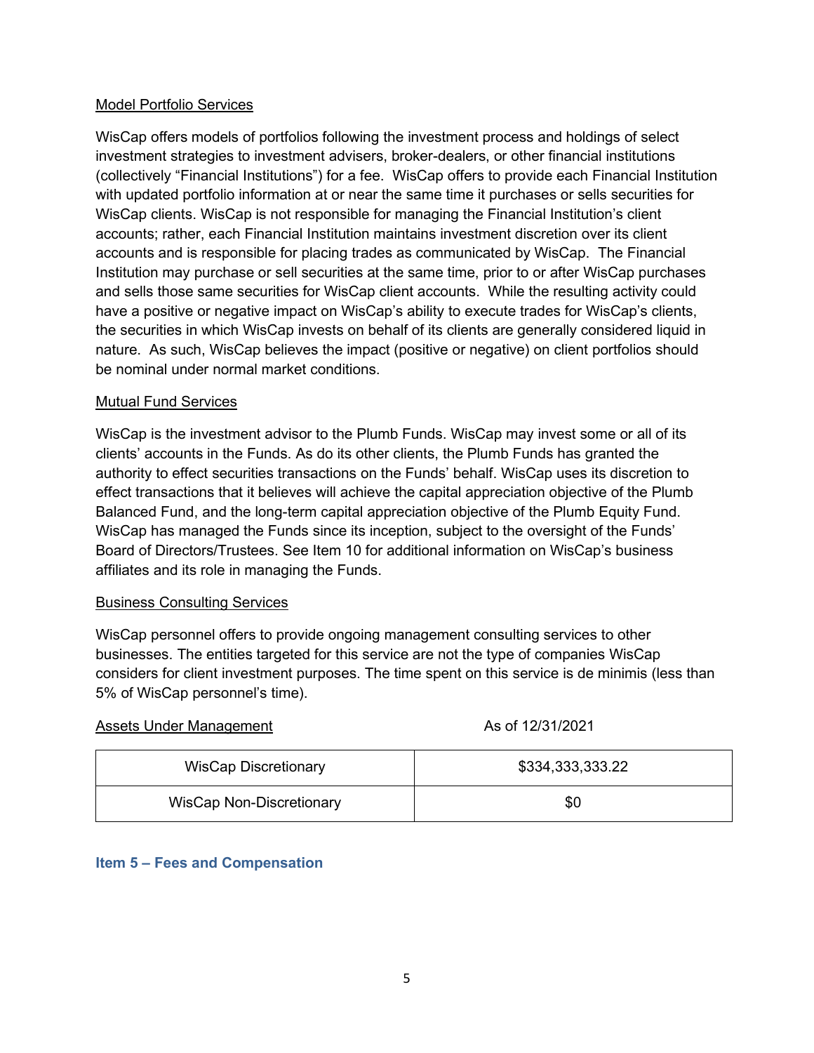Model Portfolio Services

WisCap offers models of portfolios following the investment process and holdings of select investment strategies to investment advisers, broker-dealers, or other financial institutions (collectively "Financial Institutions") for a fee. WisCap offers to provide each Financial Institution with updated portfolio information at or near the same time it purchases or sells securities for WisCap clients. WisCap is not responsible for managing the Financial Institution's client accounts; rather, each Financial Institution maintains investment discretion over its client accounts and is responsible for placing trades as communicated by WisCap. The Financial Institution may purchase or sell securities at the same time, prior to or after WisCap purchases and sells those same securities for WisCap client accounts. While the resulting activity could have a positive or negative impact on WisCap's ability to execute trades for WisCap's clients, the securities in which WisCap invests on behalf of its clients are generally considered liquid in nature. As such, WisCap believes the impact (positive or negative) on client portfolios should be nominal under normal market conditions.

Mutual Fund Services

WisCap is the investment advisor to the Plumb Funds. WisCap may invest some or all of its clients' accounts in the Funds. As do its other clients, the Plumb Funds has granted the authority to effect securities transactions on the Funds' behalf. WisCap uses its discretion to effect transactions that it believes will achieve the capital appreciation objective of the Plumb Balanced Fund, and the long-term capital appreciation objective of the Plumb Equity Fund. WisCap has managed the Funds since its inception, subject to the oversight of the Funds' Board of Directors/Trustees. See Item 10 for additional information on WisCap's business affiliates and its role in managing the Funds.

Business Consulting Services

WisCap personnel offers to provide ongoing management consulting services to other businesses. The entities targeted for this service are not the type of companies WisCap considers for client investment purposes. The time spent on this service is de minimis (less than 5% of WisCap personnel's time).

Assets Under Management — As of 12/31/2021

| WisCap Discretionary | $334,333,333.22 |
|---|---|
| WisCap Non-Discretionary | $0 |

## Item 5 – Fees and Compensation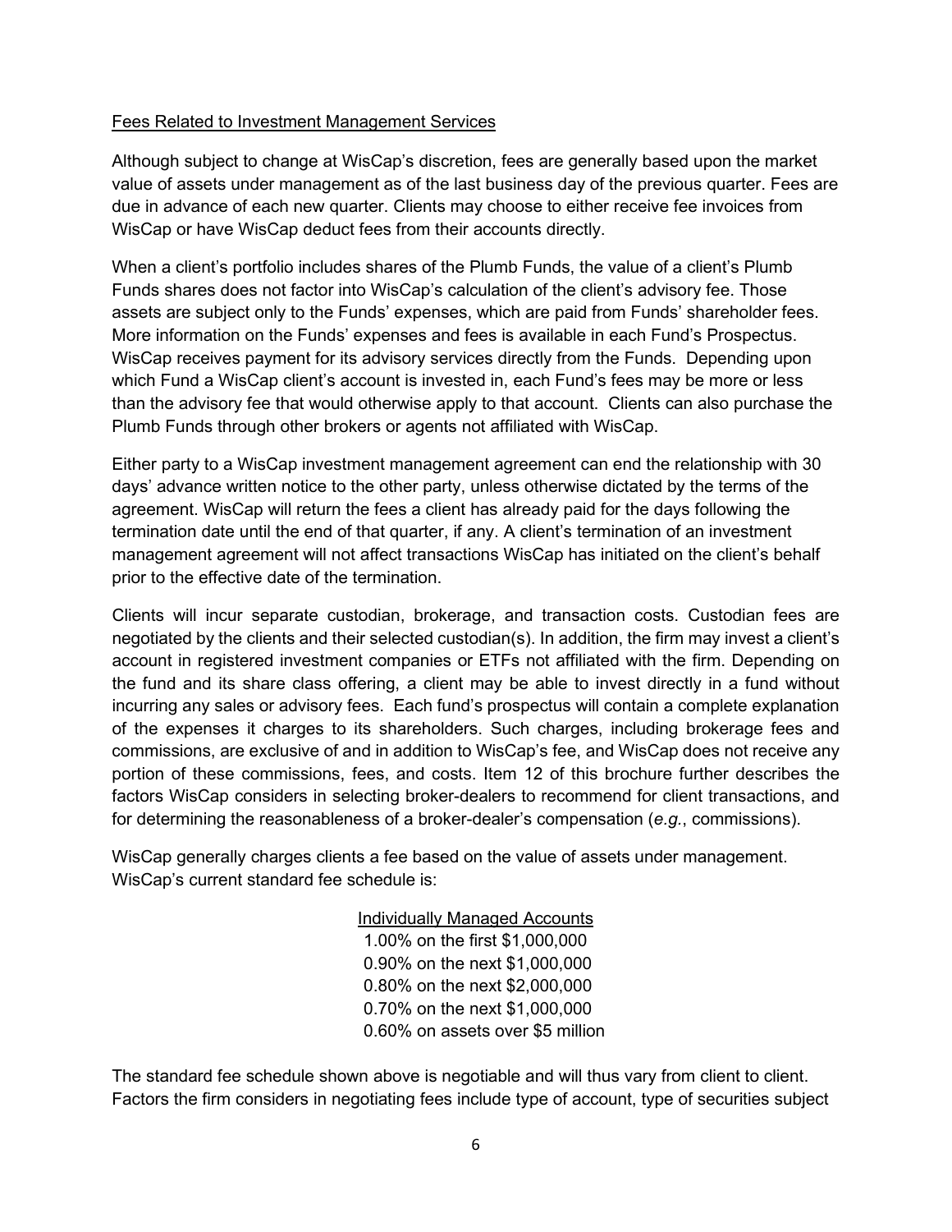<u>Fees Related to Investment Management Services</u>

Although subject to change at WisCap's discretion, fees are generally based upon the market value of assets under management as of the last business day of the previous quarter. Fees are due in advance of each new quarter. Clients may choose to either receive fee invoices from WisCap or have WisCap deduct fees from their accounts directly.

When a client's portfolio includes shares of the Plumb Funds, the value of a client's Plumb Funds shares does not factor into WisCap's calculation of the client's advisory fee. Those assets are subject only to the Funds' expenses, which are paid from Funds' shareholder fees. More information on the Funds' expenses and fees is available in each Fund's Prospectus. WisCap receives payment for its advisory services directly from the Funds. Depending upon which Fund a WisCap client's account is invested in, each Fund's fees may be more or less than the advisory fee that would otherwise apply to that account. Clients can also purchase the Plumb Funds through other brokers or agents not affiliated with WisCap.

Either party to a WisCap investment management agreement can end the relationship with 30 days' advance written notice to the other party, unless otherwise dictated by the terms of the agreement. WisCap will return the fees a client has already paid for the days following the termination date until the end of that quarter, if any. A client's termination of an investment management agreement will not affect transactions WisCap has initiated on the client's behalf prior to the effective date of the termination.

Clients will incur separate custodian, brokerage, and transaction costs. Custodian fees are negotiated by the clients and their selected custodian(s). In addition, the firm may invest a client's account in registered investment companies or ETFs not affiliated with the firm. Depending on the fund and its share class offering, a client may be able to invest directly in a fund without incurring any sales or advisory fees. Each fund's prospectus will contain a complete explanation of the expenses it charges to its shareholders. Such charges, including brokerage fees and commissions, are exclusive of and in addition to WisCap's fee, and WisCap does not receive any portion of these commissions, fees, and costs. Item 12 of this brochure further describes the factors WisCap considers in selecting broker-dealers to recommend for client transactions, and for determining the reasonableness of a broker-dealer's compensation (*e.g.*, commissions).

WisCap generally charges clients a fee based on the value of assets under management. WisCap's current standard fee schedule is:

<u>Individually Managed Accounts</u>
1.00% on the first $1,000,000
0.90% on the next $1,000,000
0.80% on the next $2,000,000
0.70% on the next $1,000,000
0.60% on assets over $5 million

The standard fee schedule shown above is negotiable and will thus vary from client to client. Factors the firm considers in negotiating fees include type of account, type of securities subject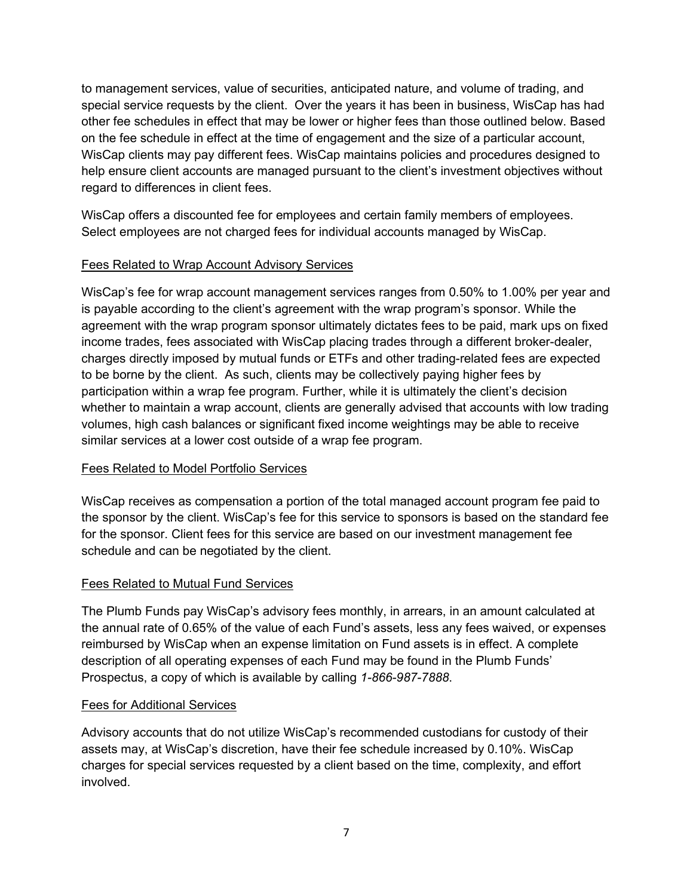to management services, value of securities, anticipated nature, and volume of trading, and special service requests by the client. Over the years it has been in business, WisCap has had other fee schedules in effect that may be lower or higher fees than those outlined below. Based on the fee schedule in effect at the time of engagement and the size of a particular account, WisCap clients may pay different fees. WisCap maintains policies and procedures designed to help ensure client accounts are managed pursuant to the client's investment objectives without regard to differences in client fees.

WisCap offers a discounted fee for employees and certain family members of employees. Select employees are not charged fees for individual accounts managed by WisCap.

### Fees Related to Wrap Account Advisory Services

WisCap's fee for wrap account management services ranges from 0.50% to 1.00% per year and is payable according to the client's agreement with the wrap program's sponsor. While the agreement with the wrap program sponsor ultimately dictates fees to be paid, mark ups on fixed income trades, fees associated with WisCap placing trades through a different broker-dealer, charges directly imposed by mutual funds or ETFs and other trading-related fees are expected to be borne by the client. As such, clients may be collectively paying higher fees by participation within a wrap fee program. Further, while it is ultimately the client's decision whether to maintain a wrap account, clients are generally advised that accounts with low trading volumes, high cash balances or significant fixed income weightings may be able to receive similar services at a lower cost outside of a wrap fee program.

### Fees Related to Model Portfolio Services

WisCap receives as compensation a portion of the total managed account program fee paid to the sponsor by the client. WisCap's fee for this service to sponsors is based on the standard fee for the sponsor. Client fees for this service are based on our investment management fee schedule and can be negotiated by the client.

### Fees Related to Mutual Fund Services

The Plumb Funds pay WisCap's advisory fees monthly, in arrears, in an amount calculated at the annual rate of 0.65% of the value of each Fund's assets, less any fees waived, or expenses reimbursed by WisCap when an expense limitation on Fund assets is in effect. A complete description of all operating expenses of each Fund may be found in the Plumb Funds' Prospectus, a copy of which is available by calling *1-866-987-7888*.

### Fees for Additional Services

Advisory accounts that do not utilize WisCap's recommended custodians for custody of their assets may, at WisCap's discretion, have their fee schedule increased by 0.10%. WisCap charges for special services requested by a client based on the time, complexity, and effort involved.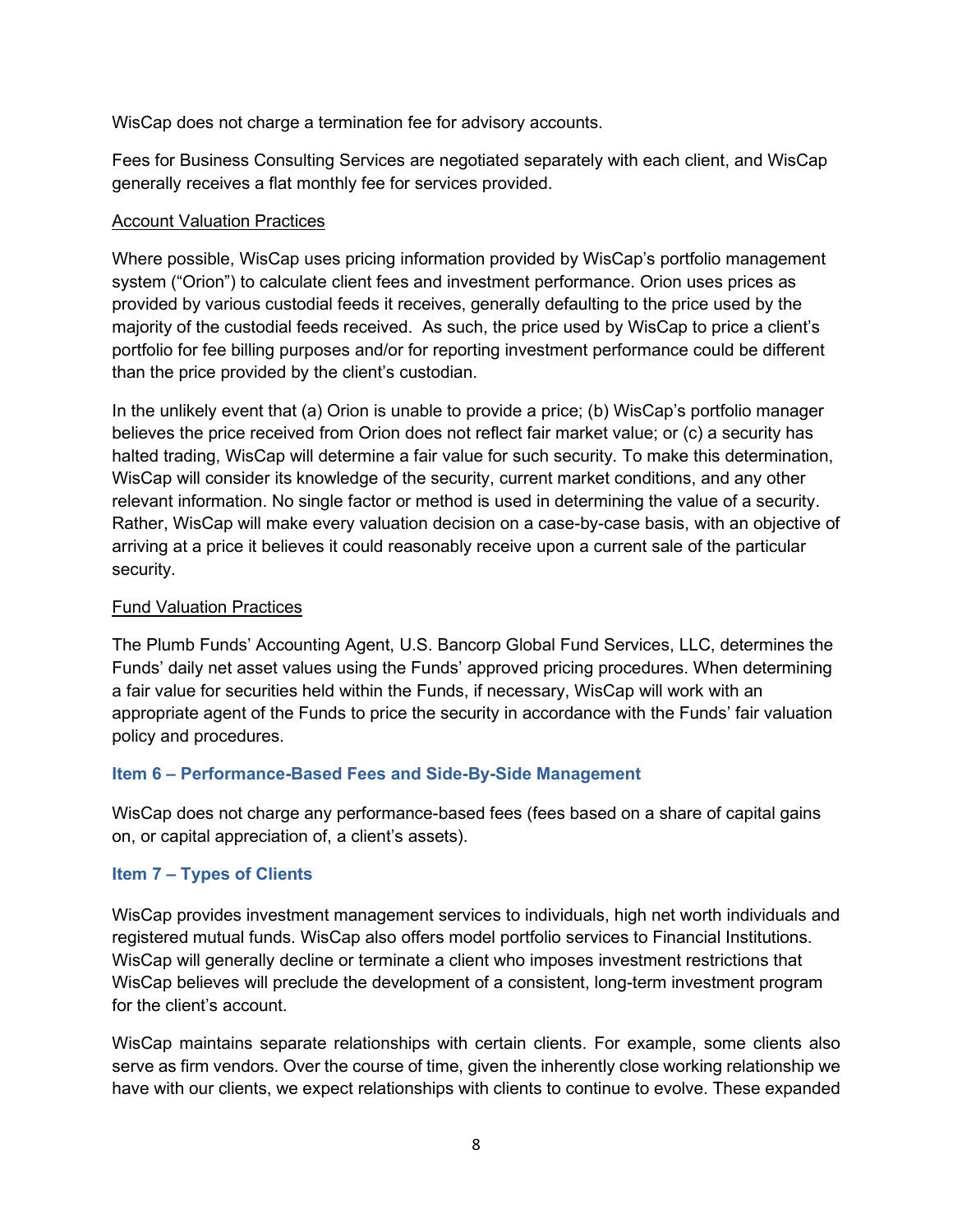WisCap does not charge a termination fee for advisory accounts.

Fees for Business Consulting Services are negotiated separately with each client, and WisCap generally receives a flat monthly fee for services provided.

Account Valuation Practices

Where possible, WisCap uses pricing information provided by WisCap's portfolio management system ("Orion") to calculate client fees and investment performance. Orion uses prices as provided by various custodial feeds it receives, generally defaulting to the price used by the majority of the custodial feeds received. As such, the price used by WisCap to price a client's portfolio for fee billing purposes and/or for reporting investment performance could be different than the price provided by the client's custodian.

In the unlikely event that (a) Orion is unable to provide a price; (b) WisCap's portfolio manager believes the price received from Orion does not reflect fair market value; or (c) a security has halted trading, WisCap will determine a fair value for such security. To make this determination, WisCap will consider its knowledge of the security, current market conditions, and any other relevant information. No single factor or method is used in determining the value of a security. Rather, WisCap will make every valuation decision on a case-by-case basis, with an objective of arriving at a price it believes it could reasonably receive upon a current sale of the particular security.

Fund Valuation Practices

The Plumb Funds' Accounting Agent, U.S. Bancorp Global Fund Services, LLC, determines the Funds' daily net asset values using the Funds' approved pricing procedures. When determining a fair value for securities held within the Funds, if necessary, WisCap will work with an appropriate agent of the Funds to price the security in accordance with the Funds' fair valuation policy and procedures.

## Item 6 – Performance-Based Fees and Side-By-Side Management

WisCap does not charge any performance-based fees (fees based on a share of capital gains on, or capital appreciation of, a client's assets).

## Item 7 – Types of Clients

WisCap provides investment management services to individuals, high net worth individuals and registered mutual funds. WisCap also offers model portfolio services to Financial Institutions. WisCap will generally decline or terminate a client who imposes investment restrictions that WisCap believes will preclude the development of a consistent, long-term investment program for the client's account.

WisCap maintains separate relationships with certain clients. For example, some clients also serve as firm vendors. Over the course of time, given the inherently close working relationship we have with our clients, we expect relationships with clients to continue to evolve. These expanded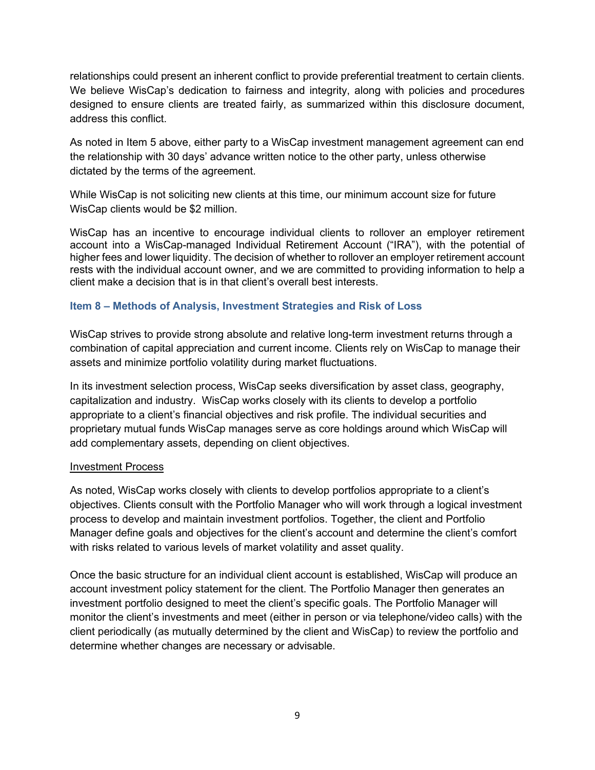relationships could present an inherent conflict to provide preferential treatment to certain clients. We believe WisCap's dedication to fairness and integrity, along with policies and procedures designed to ensure clients are treated fairly, as summarized within this disclosure document, address this conflict.

As noted in Item 5 above, either party to a WisCap investment management agreement can end the relationship with 30 days' advance written notice to the other party, unless otherwise dictated by the terms of the agreement.

While WisCap is not soliciting new clients at this time, our minimum account size for future WisCap clients would be $2 million.

WisCap has an incentive to encourage individual clients to rollover an employer retirement account into a WisCap-managed Individual Retirement Account ("IRA"), with the potential of higher fees and lower liquidity. The decision of whether to rollover an employer retirement account rests with the individual account owner, and we are committed to providing information to help a client make a decision that is in that client's overall best interests.

## Item 8 – Methods of Analysis, Investment Strategies and Risk of Loss

WisCap strives to provide strong absolute and relative long-term investment returns through a combination of capital appreciation and current income. Clients rely on WisCap to manage their assets and minimize portfolio volatility during market fluctuations.

In its investment selection process, WisCap seeks diversification by asset class, geography, capitalization and industry. WisCap works closely with its clients to develop a portfolio appropriate to a client's financial objectives and risk profile. The individual securities and proprietary mutual funds WisCap manages serve as core holdings around which WisCap will add complementary assets, depending on client objectives.

### Investment Process

As noted, WisCap works closely with clients to develop portfolios appropriate to a client's objectives. Clients consult with the Portfolio Manager who will work through a logical investment process to develop and maintain investment portfolios. Together, the client and Portfolio Manager define goals and objectives for the client's account and determine the client's comfort with risks related to various levels of market volatility and asset quality.

Once the basic structure for an individual client account is established, WisCap will produce an account investment policy statement for the client. The Portfolio Manager then generates an investment portfolio designed to meet the client's specific goals. The Portfolio Manager will monitor the client's investments and meet (either in person or via telephone/video calls) with the client periodically (as mutually determined by the client and WisCap) to review the portfolio and determine whether changes are necessary or advisable.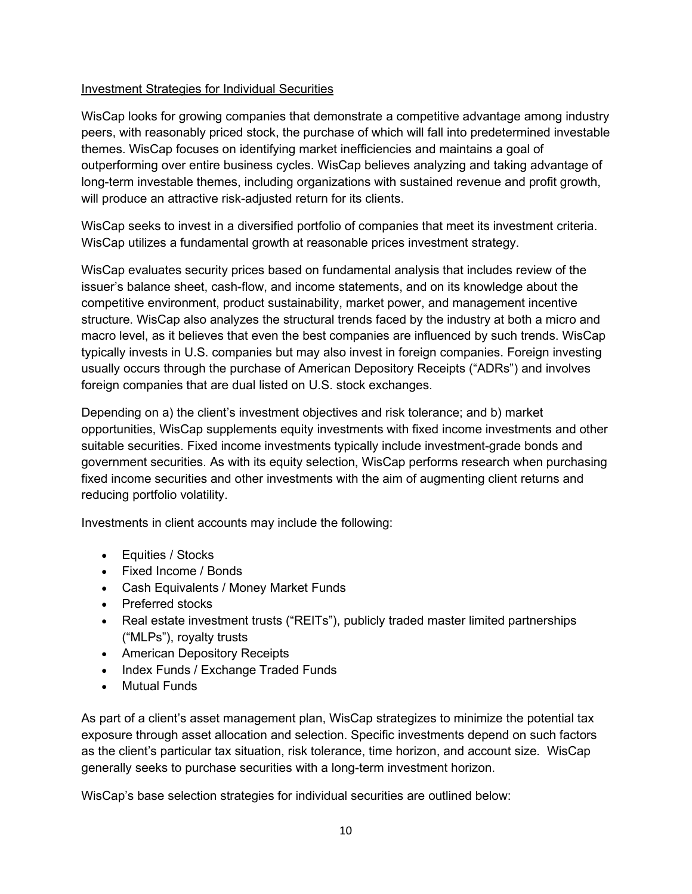## Investment Strategies for Individual Securities

WisCap looks for growing companies that demonstrate a competitive advantage among industry peers, with reasonably priced stock, the purchase of which will fall into predetermined investable themes. WisCap focuses on identifying market inefficiencies and maintains a goal of outperforming over entire business cycles. WisCap believes analyzing and taking advantage of long-term investable themes, including organizations with sustained revenue and profit growth, will produce an attractive risk-adjusted return for its clients.

WisCap seeks to invest in a diversified portfolio of companies that meet its investment criteria. WisCap utilizes a fundamental growth at reasonable prices investment strategy.

WisCap evaluates security prices based on fundamental analysis that includes review of the issuer's balance sheet, cash-flow, and income statements, and on its knowledge about the competitive environment, product sustainability, market power, and management incentive structure. WisCap also analyzes the structural trends faced by the industry at both a micro and macro level, as it believes that even the best companies are influenced by such trends. WisCap typically invests in U.S. companies but may also invest in foreign companies. Foreign investing usually occurs through the purchase of American Depository Receipts ("ADRs") and involves foreign companies that are dual listed on U.S. stock exchanges.

Depending on a) the client's investment objectives and risk tolerance; and b) market opportunities, WisCap supplements equity investments with fixed income investments and other suitable securities. Fixed income investments typically include investment-grade bonds and government securities. As with its equity selection, WisCap performs research when purchasing fixed income securities and other investments with the aim of augmenting client returns and reducing portfolio volatility.

Investments in client accounts may include the following:

- Equities / Stocks
- Fixed Income / Bonds
- Cash Equivalents / Money Market Funds
- Preferred stocks
- Real estate investment trusts ("REITs"), publicly traded master limited partnerships ("MLPs"), royalty trusts
- American Depository Receipts
- Index Funds / Exchange Traded Funds
- Mutual Funds

As part of a client's asset management plan, WisCap strategizes to minimize the potential tax exposure through asset allocation and selection. Specific investments depend on such factors as the client's particular tax situation, risk tolerance, time horizon, and account size. WisCap generally seeks to purchase securities with a long-term investment horizon.

WisCap's base selection strategies for individual securities are outlined below: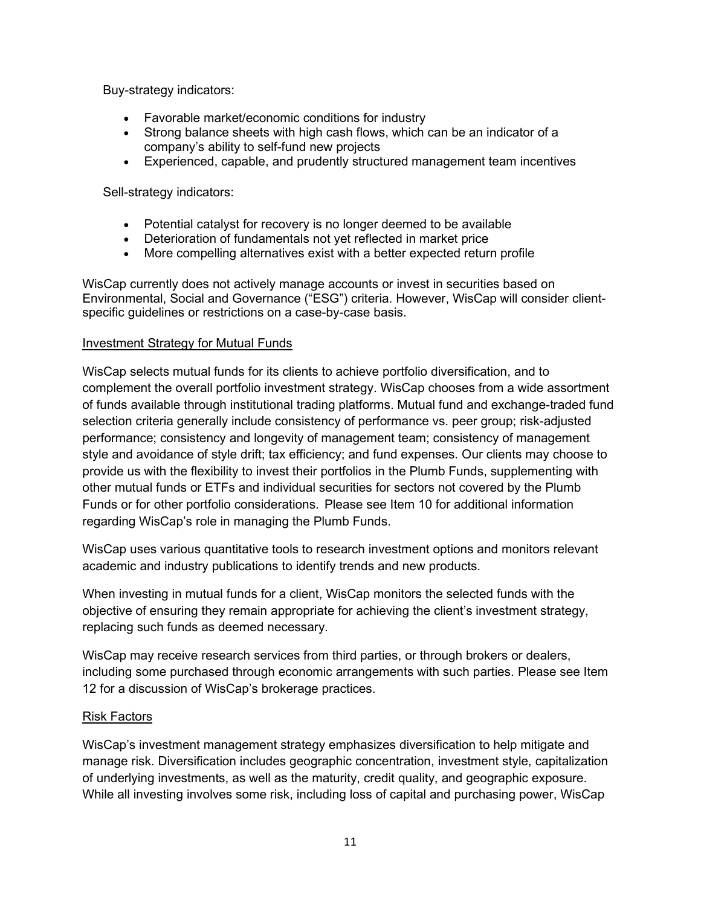Buy-strategy indicators:

- Favorable market/economic conditions for industry
- Strong balance sheets with high cash flows, which can be an indicator of a company's ability to self-fund new projects
- Experienced, capable, and prudently structured management team incentives

Sell-strategy indicators:

- Potential catalyst for recovery is no longer deemed to be available
- Deterioration of fundamentals not yet reflected in market price
- More compelling alternatives exist with a better expected return profile

WisCap currently does not actively manage accounts or invest in securities based on Environmental, Social and Governance ("ESG") criteria. However, WisCap will consider client-specific guidelines or restrictions on a case-by-case basis.

Investment Strategy for Mutual Funds

WisCap selects mutual funds for its clients to achieve portfolio diversification, and to complement the overall portfolio investment strategy. WisCap chooses from a wide assortment of funds available through institutional trading platforms. Mutual fund and exchange-traded fund selection criteria generally include consistency of performance vs. peer group; risk-adjusted performance; consistency and longevity of management team; consistency of management style and avoidance of style drift; tax efficiency; and fund expenses. Our clients may choose to provide us with the flexibility to invest their portfolios in the Plumb Funds, supplementing with other mutual funds or ETFs and individual securities for sectors not covered by the Plumb Funds or for other portfolio considerations. Please see Item 10 for additional information regarding WisCap's role in managing the Plumb Funds.

WisCap uses various quantitative tools to research investment options and monitors relevant academic and industry publications to identify trends and new products.

When investing in mutual funds for a client, WisCap monitors the selected funds with the objective of ensuring they remain appropriate for achieving the client's investment strategy, replacing such funds as deemed necessary.

WisCap may receive research services from third parties, or through brokers or dealers, including some purchased through economic arrangements with such parties. Please see Item 12 for a discussion of WisCap's brokerage practices.

Risk Factors

WisCap's investment management strategy emphasizes diversification to help mitigate and manage risk. Diversification includes geographic concentration, investment style, capitalization of underlying investments, as well as the maturity, credit quality, and geographic exposure. While all investing involves some risk, including loss of capital and purchasing power, WisCap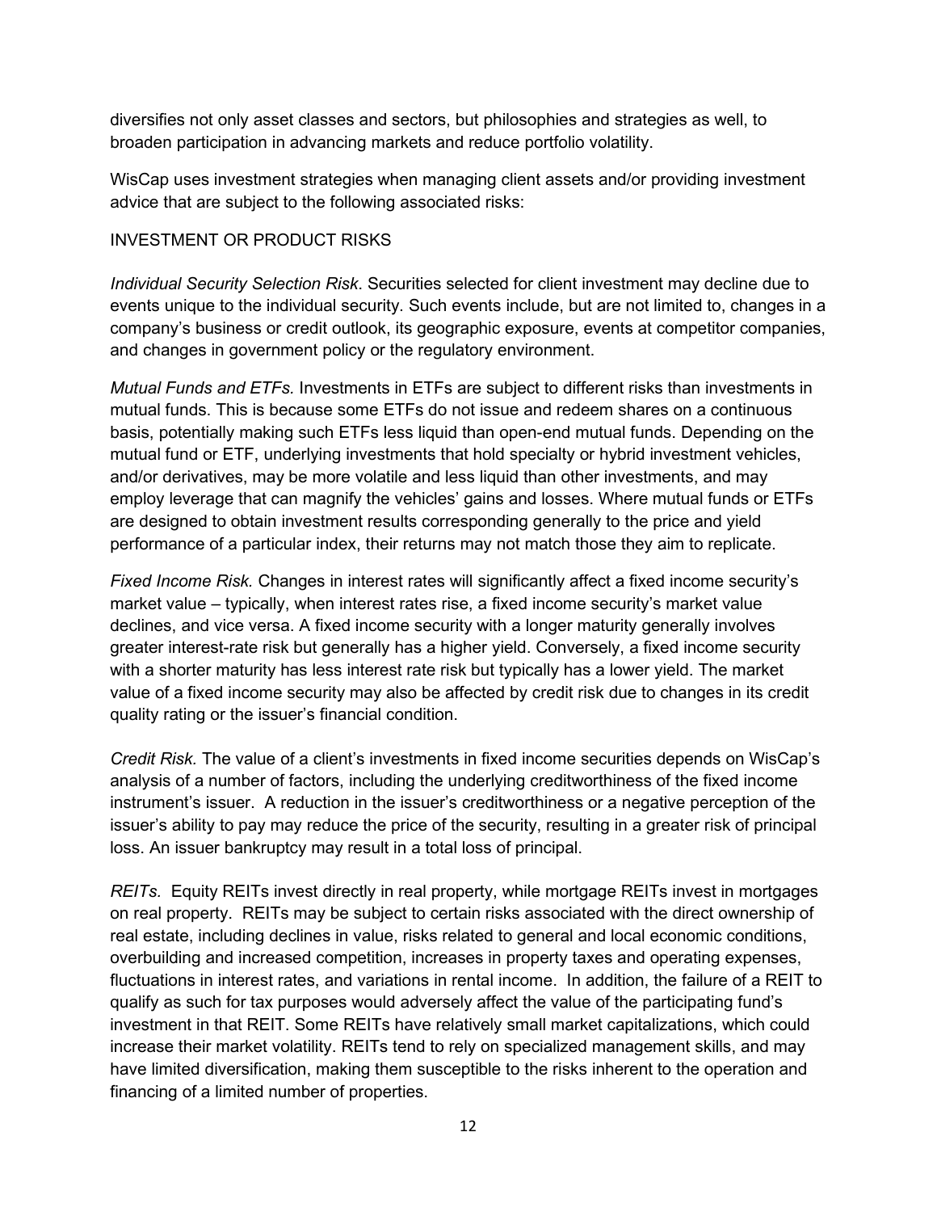diversifies not only asset classes and sectors, but philosophies and strategies as well, to broaden participation in advancing markets and reduce portfolio volatility.

WisCap uses investment strategies when managing client assets and/or providing investment advice that are subject to the following associated risks:

INVESTMENT OR PRODUCT RISKS

*Individual Security Selection Risk*. Securities selected for client investment may decline due to events unique to the individual security. Such events include, but are not limited to, changes in a company's business or credit outlook, its geographic exposure, events at competitor companies, and changes in government policy or the regulatory environment.

*Mutual Funds and ETFs.* Investments in ETFs are subject to different risks than investments in mutual funds. This is because some ETFs do not issue and redeem shares on a continuous basis, potentially making such ETFs less liquid than open-end mutual funds. Depending on the mutual fund or ETF, underlying investments that hold specialty or hybrid investment vehicles, and/or derivatives, may be more volatile and less liquid than other investments, and may employ leverage that can magnify the vehicles' gains and losses. Where mutual funds or ETFs are designed to obtain investment results corresponding generally to the price and yield performance of a particular index, their returns may not match those they aim to replicate.

*Fixed Income Risk.* Changes in interest rates will significantly affect a fixed income security's market value – typically, when interest rates rise, a fixed income security's market value declines, and vice versa. A fixed income security with a longer maturity generally involves greater interest-rate risk but generally has a higher yield. Conversely, a fixed income security with a shorter maturity has less interest rate risk but typically has a lower yield. The market value of a fixed income security may also be affected by credit risk due to changes in its credit quality rating or the issuer's financial condition.

*Credit Risk.* The value of a client's investments in fixed income securities depends on WisCap's analysis of a number of factors, including the underlying creditworthiness of the fixed income instrument's issuer. A reduction in the issuer's creditworthiness or a negative perception of the issuer's ability to pay may reduce the price of the security, resulting in a greater risk of principal loss. An issuer bankruptcy may result in a total loss of principal.

*REITs.* Equity REITs invest directly in real property, while mortgage REITs invest in mortgages on real property. REITs may be subject to certain risks associated with the direct ownership of real estate, including declines in value, risks related to general and local economic conditions, overbuilding and increased competition, increases in property taxes and operating expenses, fluctuations in interest rates, and variations in rental income. In addition, the failure of a REIT to qualify as such for tax purposes would adversely affect the value of the participating fund's investment in that REIT. Some REITs have relatively small market capitalizations, which could increase their market volatility. REITs tend to rely on specialized management skills, and may have limited diversification, making them susceptible to the risks inherent to the operation and financing of a limited number of properties.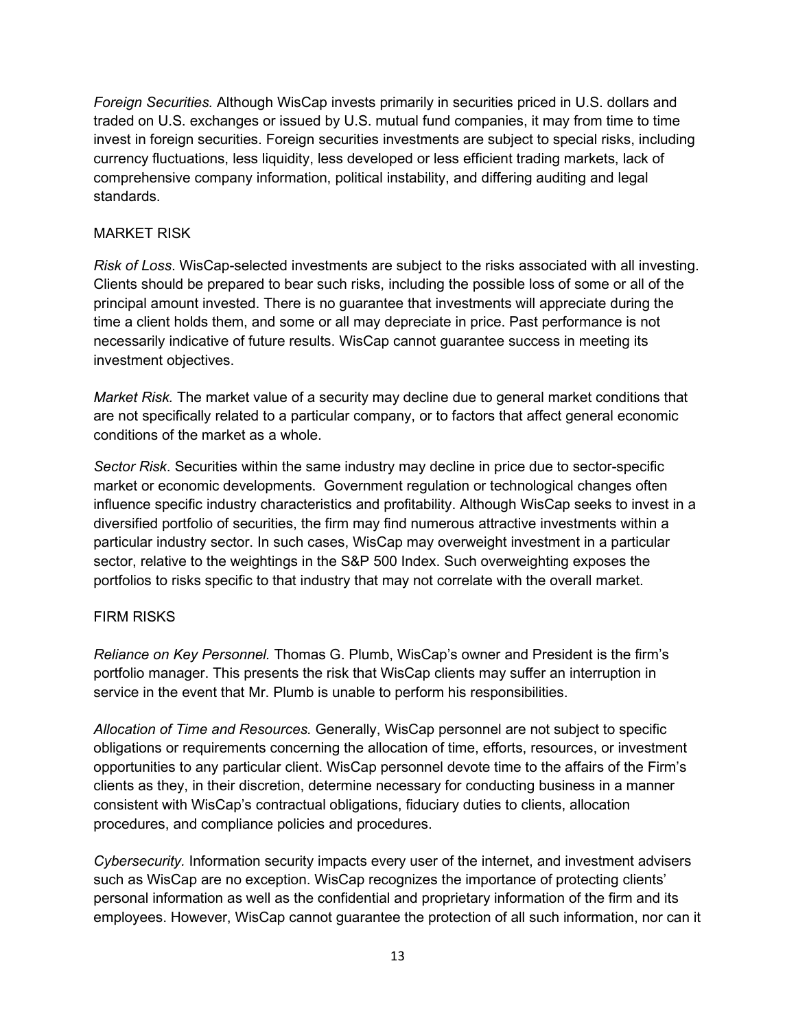*Foreign Securities.* Although WisCap invests primarily in securities priced in U.S. dollars and traded on U.S. exchanges or issued by U.S. mutual fund companies, it may from time to time invest in foreign securities. Foreign securities investments are subject to special risks, including currency fluctuations, less liquidity, less developed or less efficient trading markets, lack of comprehensive company information, political instability, and differing auditing and legal standards.

MARKET RISK

*Risk of Loss*. WisCap-selected investments are subject to the risks associated with all investing. Clients should be prepared to bear such risks, including the possible loss of some or all of the principal amount invested. There is no guarantee that investments will appreciate during the time a client holds them, and some or all may depreciate in price. Past performance is not necessarily indicative of future results. WisCap cannot guarantee success in meeting its investment objectives.

*Market Risk.* The market value of a security may decline due to general market conditions that are not specifically related to a particular company, or to factors that affect general economic conditions of the market as a whole.

*Sector Risk*. Securities within the same industry may decline in price due to sector-specific market or economic developments. Government regulation or technological changes often influence specific industry characteristics and profitability. Although WisCap seeks to invest in a diversified portfolio of securities, the firm may find numerous attractive investments within a particular industry sector. In such cases, WisCap may overweight investment in a particular sector, relative to the weightings in the S&P 500 Index. Such overweighting exposes the portfolios to risks specific to that industry that may not correlate with the overall market.

FIRM RISKS

*Reliance on Key Personnel.* Thomas G. Plumb, WisCap's owner and President is the firm's portfolio manager. This presents the risk that WisCap clients may suffer an interruption in service in the event that Mr. Plumb is unable to perform his responsibilities.

*Allocation of Time and Resources.* Generally, WisCap personnel are not subject to specific obligations or requirements concerning the allocation of time, efforts, resources, or investment opportunities to any particular client. WisCap personnel devote time to the affairs of the Firm's clients as they, in their discretion, determine necessary for conducting business in a manner consistent with WisCap's contractual obligations, fiduciary duties to clients, allocation procedures, and compliance policies and procedures.

*Cybersecurity.* Information security impacts every user of the internet, and investment advisers such as WisCap are no exception. WisCap recognizes the importance of protecting clients' personal information as well as the confidential and proprietary information of the firm and its employees. However, WisCap cannot guarantee the protection of all such information, nor can it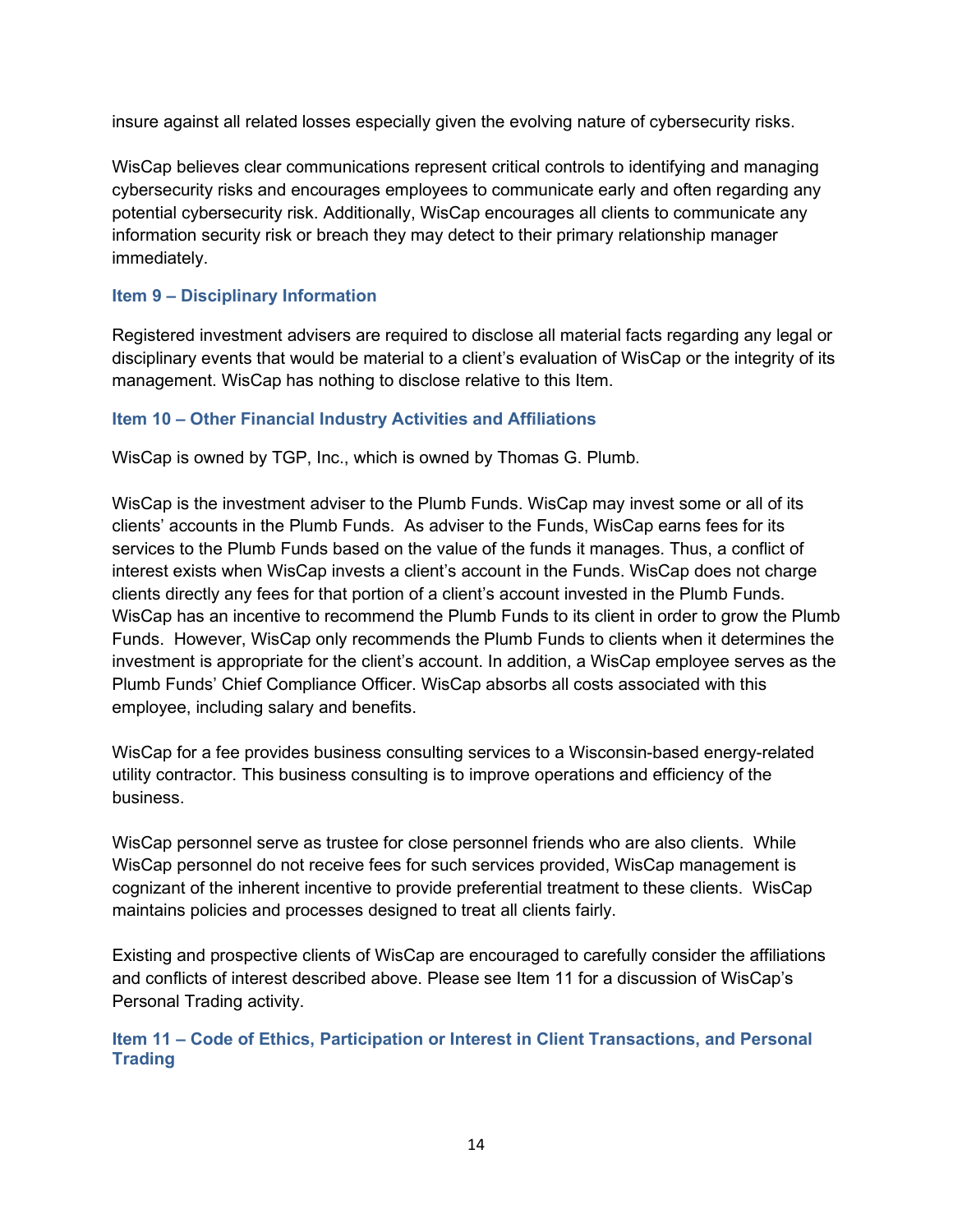insure against all related losses especially given the evolving nature of cybersecurity risks.

WisCap believes clear communications represent critical controls to identifying and managing cybersecurity risks and encourages employees to communicate early and often regarding any potential cybersecurity risk. Additionally, WisCap encourages all clients to communicate any information security risk or breach they may detect to their primary relationship manager immediately.

## Item 9 – Disciplinary Information

Registered investment advisers are required to disclose all material facts regarding any legal or disciplinary events that would be material to a client's evaluation of WisCap or the integrity of its management. WisCap has nothing to disclose relative to this Item.

## Item 10 – Other Financial Industry Activities and Affiliations

WisCap is owned by TGP, Inc., which is owned by Thomas G. Plumb.

WisCap is the investment adviser to the Plumb Funds. WisCap may invest some or all of its clients' accounts in the Plumb Funds. As adviser to the Funds, WisCap earns fees for its services to the Plumb Funds based on the value of the funds it manages. Thus, a conflict of interest exists when WisCap invests a client's account in the Funds. WisCap does not charge clients directly any fees for that portion of a client's account invested in the Plumb Funds. WisCap has an incentive to recommend the Plumb Funds to its client in order to grow the Plumb Funds. However, WisCap only recommends the Plumb Funds to clients when it determines the investment is appropriate for the client's account. In addition, a WisCap employee serves as the Plumb Funds' Chief Compliance Officer. WisCap absorbs all costs associated with this employee, including salary and benefits.

WisCap for a fee provides business consulting services to a Wisconsin-based energy-related utility contractor. This business consulting is to improve operations and efficiency of the business.

WisCap personnel serve as trustee for close personnel friends who are also clients. While WisCap personnel do not receive fees for such services provided, WisCap management is cognizant of the inherent incentive to provide preferential treatment to these clients. WisCap maintains policies and processes designed to treat all clients fairly.

Existing and prospective clients of WisCap are encouraged to carefully consider the affiliations and conflicts of interest described above. Please see Item 11 for a discussion of WisCap's Personal Trading activity.

## Item 11 – Code of Ethics, Participation or Interest in Client Transactions, and Personal Trading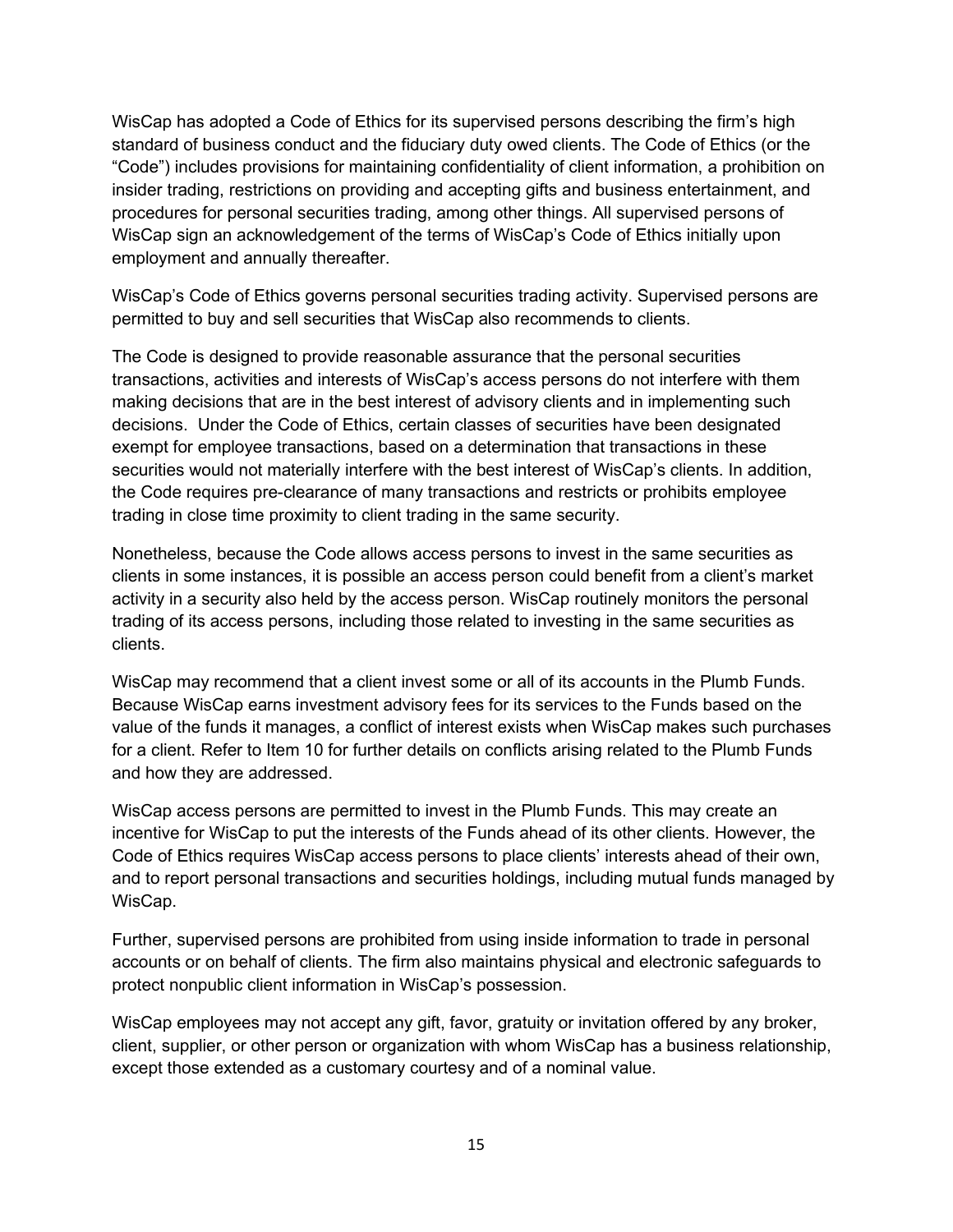WisCap has adopted a Code of Ethics for its supervised persons describing the firm's high standard of business conduct and the fiduciary duty owed clients. The Code of Ethics (or the "Code") includes provisions for maintaining confidentiality of client information, a prohibition on insider trading, restrictions on providing and accepting gifts and business entertainment, and procedures for personal securities trading, among other things. All supervised persons of WisCap sign an acknowledgement of the terms of WisCap's Code of Ethics initially upon employment and annually thereafter.

WisCap's Code of Ethics governs personal securities trading activity. Supervised persons are permitted to buy and sell securities that WisCap also recommends to clients.

The Code is designed to provide reasonable assurance that the personal securities transactions, activities and interests of WisCap's access persons do not interfere with them making decisions that are in the best interest of advisory clients and in implementing such decisions. Under the Code of Ethics, certain classes of securities have been designated exempt for employee transactions, based on a determination that transactions in these securities would not materially interfere with the best interest of WisCap's clients. In addition, the Code requires pre-clearance of many transactions and restricts or prohibits employee trading in close time proximity to client trading in the same security.

Nonetheless, because the Code allows access persons to invest in the same securities as clients in some instances, it is possible an access person could benefit from a client's market activity in a security also held by the access person. WisCap routinely monitors the personal trading of its access persons, including those related to investing in the same securities as clients.

WisCap may recommend that a client invest some or all of its accounts in the Plumb Funds. Because WisCap earns investment advisory fees for its services to the Funds based on the value of the funds it manages, a conflict of interest exists when WisCap makes such purchases for a client. Refer to Item 10 for further details on conflicts arising related to the Plumb Funds and how they are addressed.

WisCap access persons are permitted to invest in the Plumb Funds. This may create an incentive for WisCap to put the interests of the Funds ahead of its other clients. However, the Code of Ethics requires WisCap access persons to place clients' interests ahead of their own, and to report personal transactions and securities holdings, including mutual funds managed by WisCap.

Further, supervised persons are prohibited from using inside information to trade in personal accounts or on behalf of clients. The firm also maintains physical and electronic safeguards to protect nonpublic client information in WisCap's possession.

WisCap employees may not accept any gift, favor, gratuity or invitation offered by any broker, client, supplier, or other person or organization with whom WisCap has a business relationship, except those extended as a customary courtesy and of a nominal value.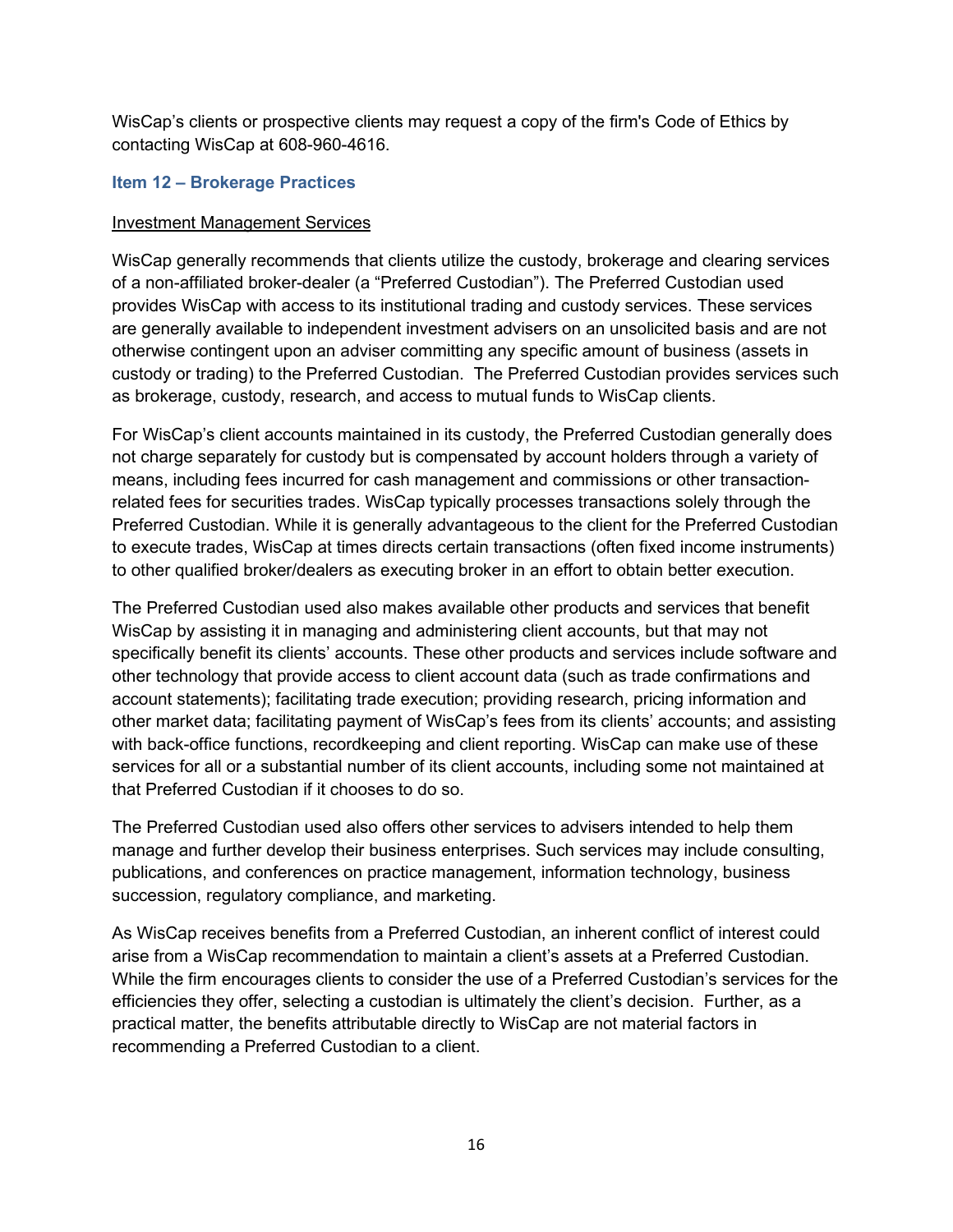WisCap's clients or prospective clients may request a copy of the firm's Code of Ethics by contacting WisCap at 608-960-4616.

## Item 12 – Brokerage Practices

Investment Management Services

WisCap generally recommends that clients utilize the custody, brokerage and clearing services of a non-affiliated broker-dealer (a "Preferred Custodian"). The Preferred Custodian used provides WisCap with access to its institutional trading and custody services. These services are generally available to independent investment advisers on an unsolicited basis and are not otherwise contingent upon an adviser committing any specific amount of business (assets in custody or trading) to the Preferred Custodian. The Preferred Custodian provides services such as brokerage, custody, research, and access to mutual funds to WisCap clients.

For WisCap's client accounts maintained in its custody, the Preferred Custodian generally does not charge separately for custody but is compensated by account holders through a variety of means, including fees incurred for cash management and commissions or other transaction-related fees for securities trades. WisCap typically processes transactions solely through the Preferred Custodian. While it is generally advantageous to the client for the Preferred Custodian to execute trades, WisCap at times directs certain transactions (often fixed income instruments) to other qualified broker/dealers as executing broker in an effort to obtain better execution.

The Preferred Custodian used also makes available other products and services that benefit WisCap by assisting it in managing and administering client accounts, but that may not specifically benefit its clients' accounts. These other products and services include software and other technology that provide access to client account data (such as trade confirmations and account statements); facilitating trade execution; providing research, pricing information and other market data; facilitating payment of WisCap's fees from its clients' accounts; and assisting with back-office functions, recordkeeping and client reporting. WisCap can make use of these services for all or a substantial number of its client accounts, including some not maintained at that Preferred Custodian if it chooses to do so.

The Preferred Custodian used also offers other services to advisers intended to help them manage and further develop their business enterprises. Such services may include consulting, publications, and conferences on practice management, information technology, business succession, regulatory compliance, and marketing.

As WisCap receives benefits from a Preferred Custodian, an inherent conflict of interest could arise from a WisCap recommendation to maintain a client's assets at a Preferred Custodian. While the firm encourages clients to consider the use of a Preferred Custodian's services for the efficiencies they offer, selecting a custodian is ultimately the client's decision. Further, as a practical matter, the benefits attributable directly to WisCap are not material factors in recommending a Preferred Custodian to a client.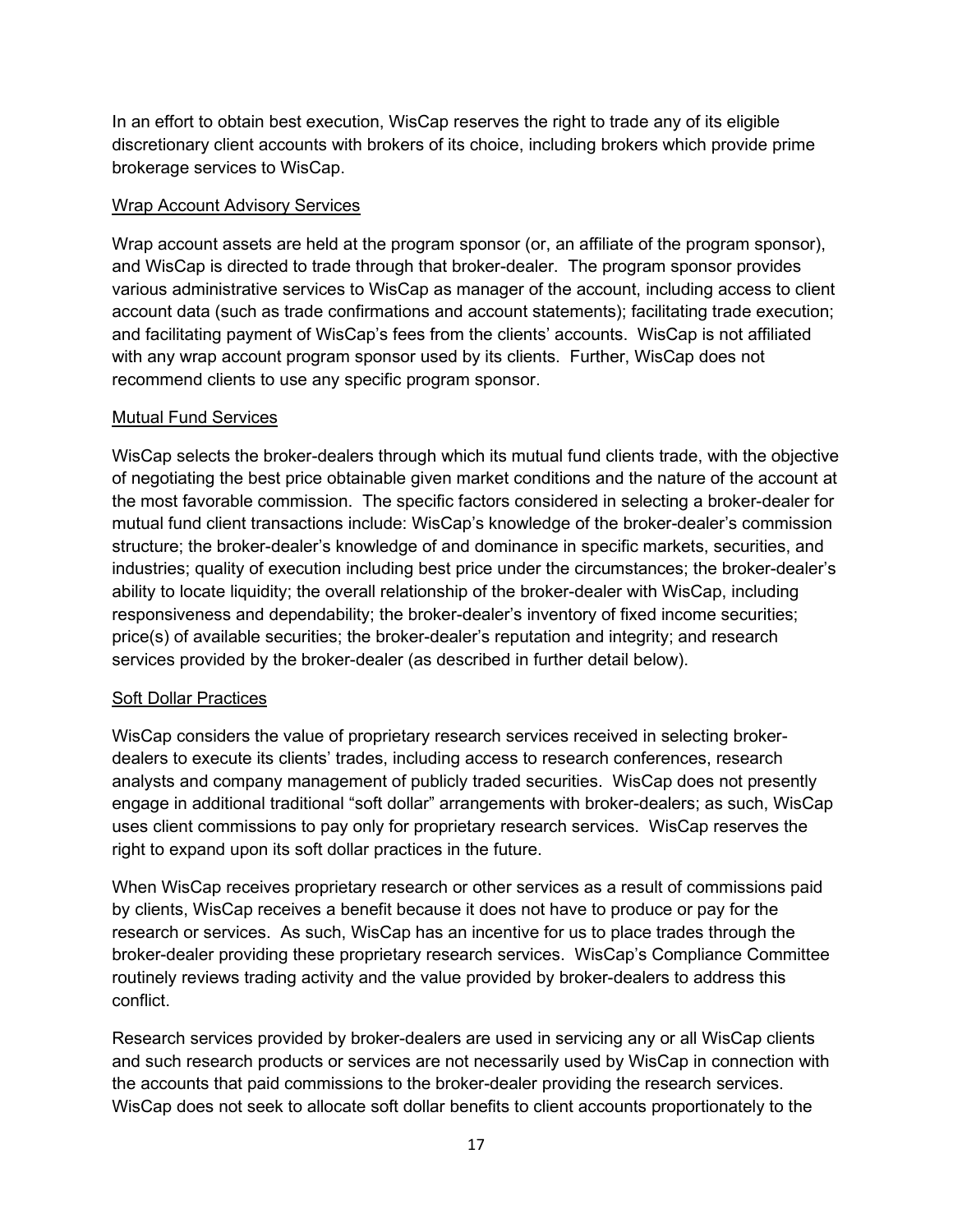In an effort to obtain best execution, WisCap reserves the right to trade any of its eligible discretionary client accounts with brokers of its choice, including brokers which provide prime brokerage services to WisCap.

<u>Wrap Account Advisory Services</u>

Wrap account assets are held at the program sponsor (or, an affiliate of the program sponsor), and WisCap is directed to trade through that broker-dealer. The program sponsor provides various administrative services to WisCap as manager of the account, including access to client account data (such as trade confirmations and account statements); facilitating trade execution; and facilitating payment of WisCap's fees from the clients' accounts. WisCap is not affiliated with any wrap account program sponsor used by its clients. Further, WisCap does not recommend clients to use any specific program sponsor.

<u>Mutual Fund Services</u>

WisCap selects the broker-dealers through which its mutual fund clients trade, with the objective of negotiating the best price obtainable given market conditions and the nature of the account at the most favorable commission. The specific factors considered in selecting a broker-dealer for mutual fund client transactions include: WisCap's knowledge of the broker-dealer's commission structure; the broker-dealer's knowledge of and dominance in specific markets, securities, and industries; quality of execution including best price under the circumstances; the broker-dealer's ability to locate liquidity; the overall relationship of the broker-dealer with WisCap, including responsiveness and dependability; the broker-dealer's inventory of fixed income securities; price(s) of available securities; the broker-dealer's reputation and integrity; and research services provided by the broker-dealer (as described in further detail below).

<u>Soft Dollar Practices</u>

WisCap considers the value of proprietary research services received in selecting broker-dealers to execute its clients' trades, including access to research conferences, research analysts and company management of publicly traded securities. WisCap does not presently engage in additional traditional "soft dollar" arrangements with broker-dealers; as such, WisCap uses client commissions to pay only for proprietary research services. WisCap reserves the right to expand upon its soft dollar practices in the future.

When WisCap receives proprietary research or other services as a result of commissions paid by clients, WisCap receives a benefit because it does not have to produce or pay for the research or services. As such, WisCap has an incentive for us to place trades through the broker-dealer providing these proprietary research services. WisCap's Compliance Committee routinely reviews trading activity and the value provided by broker-dealers to address this conflict.

Research services provided by broker-dealers are used in servicing any or all WisCap clients and such research products or services are not necessarily used by WisCap in connection with the accounts that paid commissions to the broker-dealer providing the research services. WisCap does not seek to allocate soft dollar benefits to client accounts proportionately to the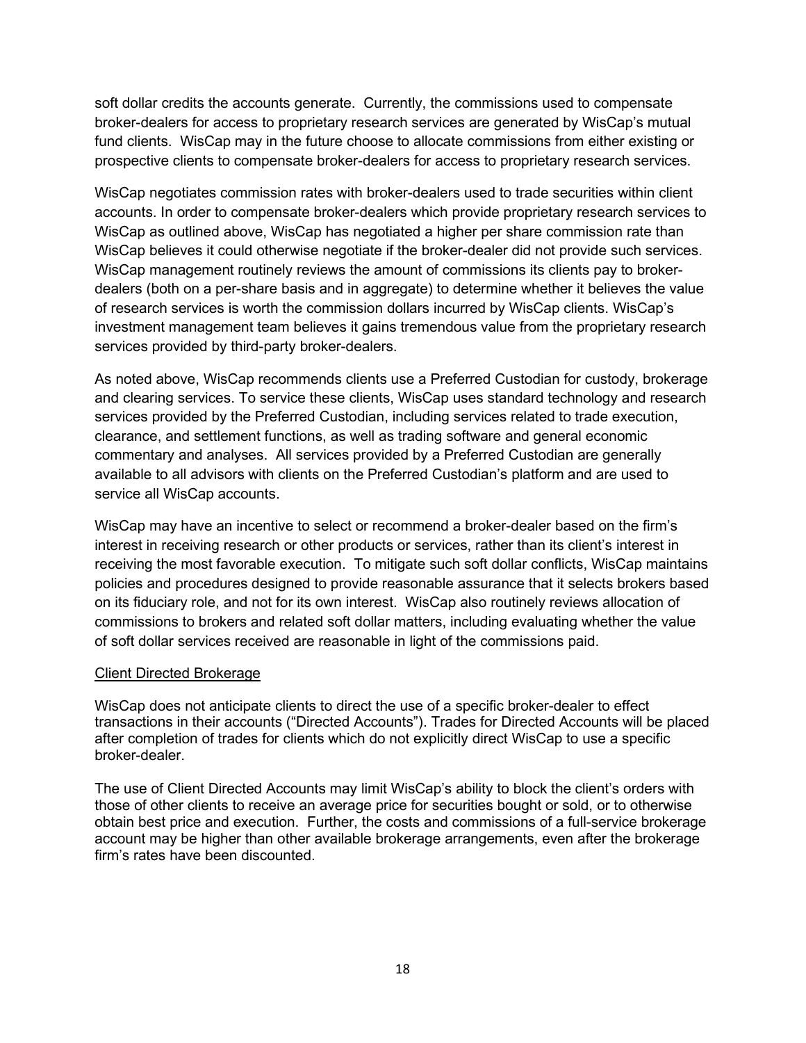soft dollar credits the accounts generate. Currently, the commissions used to compensate broker-dealers for access to proprietary research services are generated by WisCap's mutual fund clients. WisCap may in the future choose to allocate commissions from either existing or prospective clients to compensate broker-dealers for access to proprietary research services.

WisCap negotiates commission rates with broker-dealers used to trade securities within client accounts. In order to compensate broker-dealers which provide proprietary research services to WisCap as outlined above, WisCap has negotiated a higher per share commission rate than WisCap believes it could otherwise negotiate if the broker-dealer did not provide such services. WisCap management routinely reviews the amount of commissions its clients pay to broker-dealers (both on a per-share basis and in aggregate) to determine whether it believes the value of research services is worth the commission dollars incurred by WisCap clients. WisCap's investment management team believes it gains tremendous value from the proprietary research services provided by third-party broker-dealers.

As noted above, WisCap recommends clients use a Preferred Custodian for custody, brokerage and clearing services. To service these clients, WisCap uses standard technology and research services provided by the Preferred Custodian, including services related to trade execution, clearance, and settlement functions, as well as trading software and general economic commentary and analyses. All services provided by a Preferred Custodian are generally available to all advisors with clients on the Preferred Custodian's platform and are used to service all WisCap accounts.

WisCap may have an incentive to select or recommend a broker-dealer based on the firm's interest in receiving research or other products or services, rather than its client's interest in receiving the most favorable execution. To mitigate such soft dollar conflicts, WisCap maintains policies and procedures designed to provide reasonable assurance that it selects brokers based on its fiduciary role, and not for its own interest. WisCap also routinely reviews allocation of commissions to brokers and related soft dollar matters, including evaluating whether the value of soft dollar services received are reasonable in light of the commissions paid.

Client Directed Brokerage

WisCap does not anticipate clients to direct the use of a specific broker-dealer to effect transactions in their accounts ("Directed Accounts"). Trades for Directed Accounts will be placed after completion of trades for clients which do not explicitly direct WisCap to use a specific broker-dealer.

The use of Client Directed Accounts may limit WisCap's ability to block the client's orders with those of other clients to receive an average price for securities bought or sold, or to otherwise obtain best price and execution. Further, the costs and commissions of a full-service brokerage account may be higher than other available brokerage arrangements, even after the brokerage firm's rates have been discounted.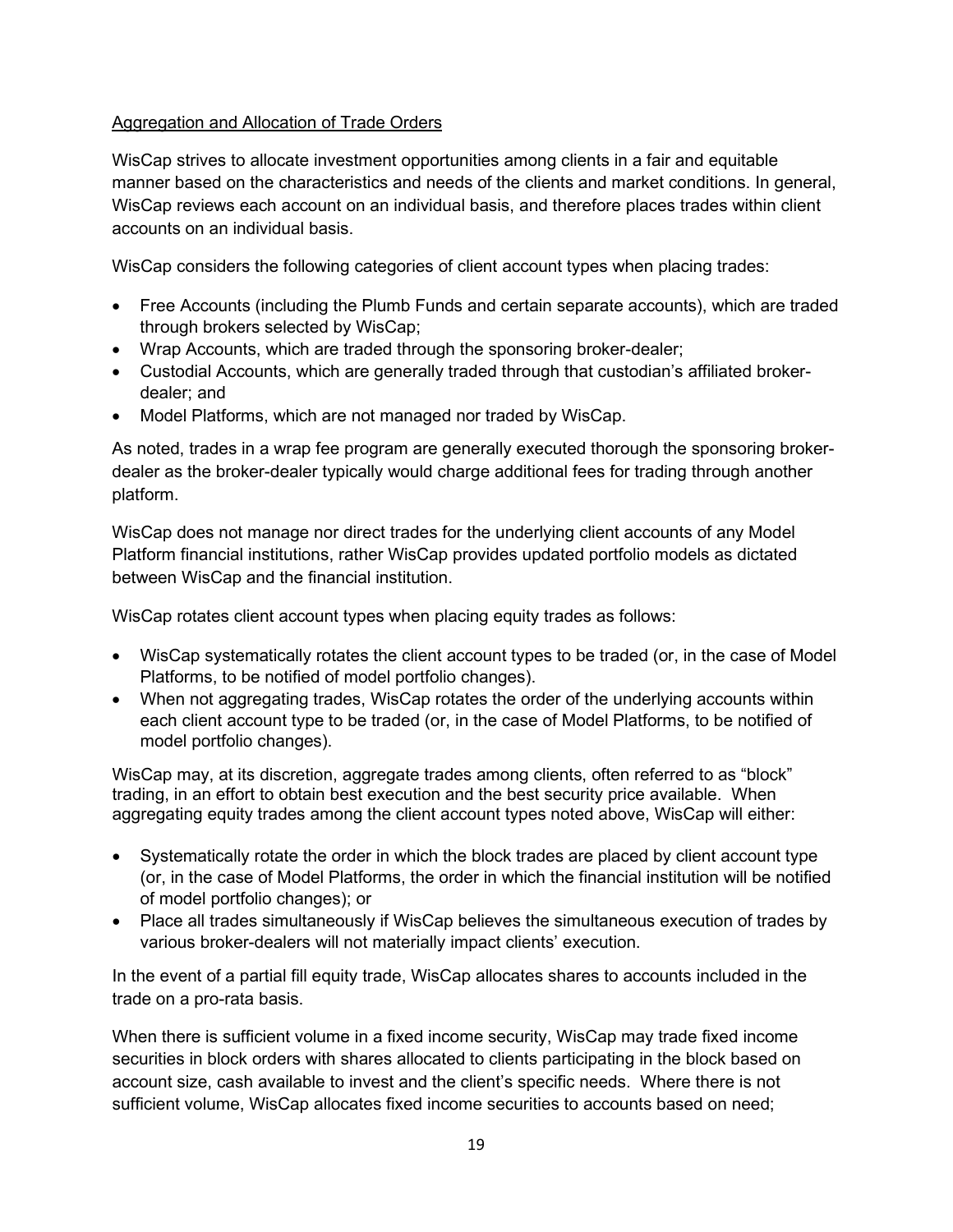Aggregation and Allocation of Trade Orders

WisCap strives to allocate investment opportunities among clients in a fair and equitable manner based on the characteristics and needs of the clients and market conditions. In general, WisCap reviews each account on an individual basis, and therefore places trades within client accounts on an individual basis.

WisCap considers the following categories of client account types when placing trades:

- Free Accounts (including the Plumb Funds and certain separate accounts), which are traded through brokers selected by WisCap;
- Wrap Accounts, which are traded through the sponsoring broker-dealer;
- Custodial Accounts, which are generally traded through that custodian's affiliated broker-dealer; and
- Model Platforms, which are not managed nor traded by WisCap.

As noted, trades in a wrap fee program are generally executed thorough the sponsoring broker-dealer as the broker-dealer typically would charge additional fees for trading through another platform.

WisCap does not manage nor direct trades for the underlying client accounts of any Model Platform financial institutions, rather WisCap provides updated portfolio models as dictated between WisCap and the financial institution.

WisCap rotates client account types when placing equity trades as follows:

- WisCap systematically rotates the client account types to be traded (or, in the case of Model Platforms, to be notified of model portfolio changes).
- When not aggregating trades, WisCap rotates the order of the underlying accounts within each client account type to be traded (or, in the case of Model Platforms, to be notified of model portfolio changes).

WisCap may, at its discretion, aggregate trades among clients, often referred to as "block" trading, in an effort to obtain best execution and the best security price available. When aggregating equity trades among the client account types noted above, WisCap will either:

- Systematically rotate the order in which the block trades are placed by client account type (or, in the case of Model Platforms, the order in which the financial institution will be notified of model portfolio changes); or
- Place all trades simultaneously if WisCap believes the simultaneous execution of trades by various broker-dealers will not materially impact clients' execution.

In the event of a partial fill equity trade, WisCap allocates shares to accounts included in the trade on a pro-rata basis.

When there is sufficient volume in a fixed income security, WisCap may trade fixed income securities in block orders with shares allocated to clients participating in the block based on account size, cash available to invest and the client's specific needs. Where there is not sufficient volume, WisCap allocates fixed income securities to accounts based on need;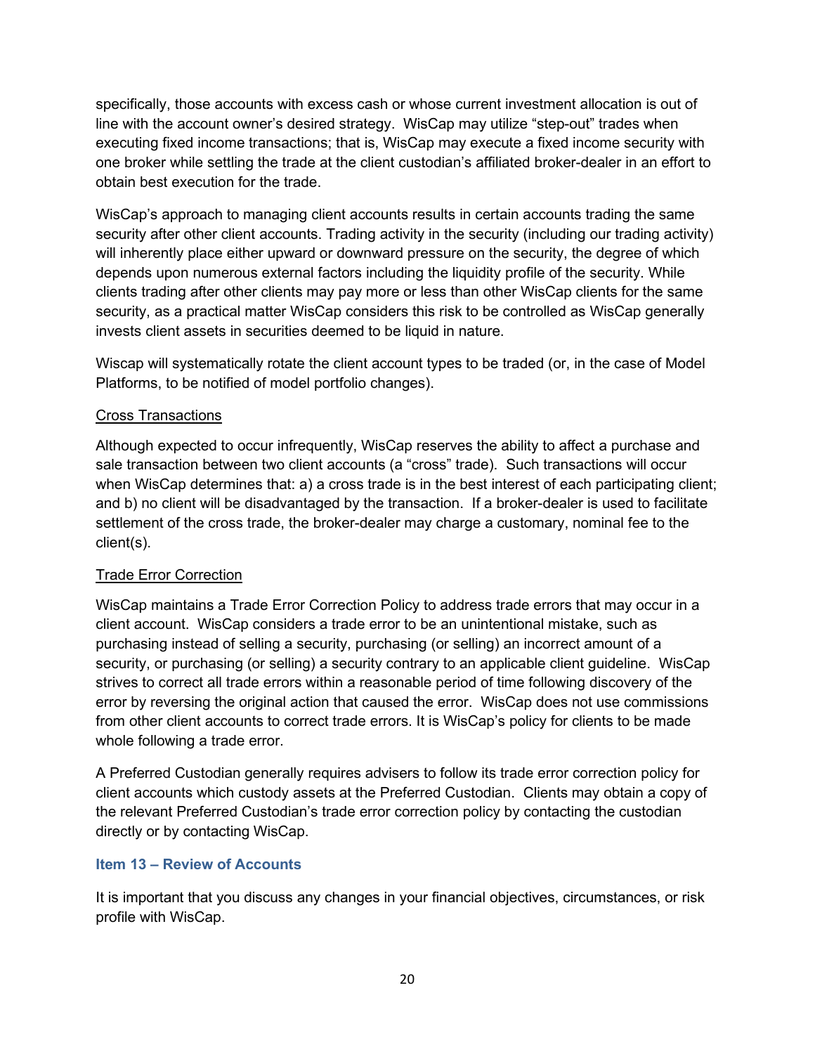specifically, those accounts with excess cash or whose current investment allocation is out of line with the account owner's desired strategy. WisCap may utilize "step-out" trades when executing fixed income transactions; that is, WisCap may execute a fixed income security with one broker while settling the trade at the client custodian's affiliated broker-dealer in an effort to obtain best execution for the trade.

WisCap's approach to managing client accounts results in certain accounts trading the same security after other client accounts. Trading activity in the security (including our trading activity) will inherently place either upward or downward pressure on the security, the degree of which depends upon numerous external factors including the liquidity profile of the security. While clients trading after other clients may pay more or less than other WisCap clients for the same security, as a practical matter WisCap considers this risk to be controlled as WisCap generally invests client assets in securities deemed to be liquid in nature.

Wiscap will systematically rotate the client account types to be traded (or, in the case of Model Platforms, to be notified of model portfolio changes).

Cross Transactions

Although expected to occur infrequently, WisCap reserves the ability to affect a purchase and sale transaction between two client accounts (a "cross" trade). Such transactions will occur when WisCap determines that: a) a cross trade is in the best interest of each participating client; and b) no client will be disadvantaged by the transaction. If a broker-dealer is used to facilitate settlement of the cross trade, the broker-dealer may charge a customary, nominal fee to the client(s).

Trade Error Correction

WisCap maintains a Trade Error Correction Policy to address trade errors that may occur in a client account. WisCap considers a trade error to be an unintentional mistake, such as purchasing instead of selling a security, purchasing (or selling) an incorrect amount of a security, or purchasing (or selling) a security contrary to an applicable client guideline. WisCap strives to correct all trade errors within a reasonable period of time following discovery of the error by reversing the original action that caused the error. WisCap does not use commissions from other client accounts to correct trade errors. It is WisCap's policy for clients to be made whole following a trade error.

A Preferred Custodian generally requires advisers to follow its trade error correction policy for client accounts which custody assets at the Preferred Custodian. Clients may obtain a copy of the relevant Preferred Custodian's trade error correction policy by contacting the custodian directly or by contacting WisCap.

## Item 13 – Review of Accounts

It is important that you discuss any changes in your financial objectives, circumstances, or risk profile with WisCap.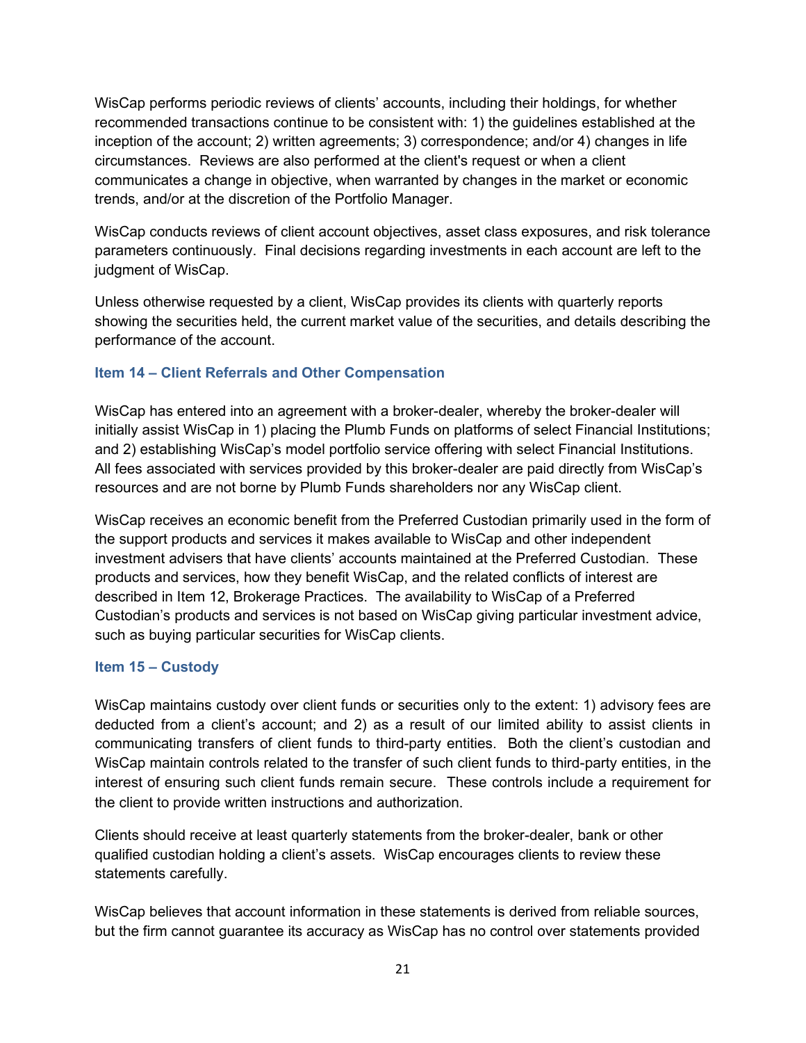WisCap performs periodic reviews of clients' accounts, including their holdings, for whether recommended transactions continue to be consistent with: 1) the guidelines established at the inception of the account; 2) written agreements; 3) correspondence; and/or 4) changes in life circumstances. Reviews are also performed at the client's request or when a client communicates a change in objective, when warranted by changes in the market or economic trends, and/or at the discretion of the Portfolio Manager.

WisCap conducts reviews of client account objectives, asset class exposures, and risk tolerance parameters continuously. Final decisions regarding investments in each account are left to the judgment of WisCap.

Unless otherwise requested by a client, WisCap provides its clients with quarterly reports showing the securities held, the current market value of the securities, and details describing the performance of the account.

## Item 14 – Client Referrals and Other Compensation

WisCap has entered into an agreement with a broker-dealer, whereby the broker-dealer will initially assist WisCap in 1) placing the Plumb Funds on platforms of select Financial Institutions; and 2) establishing WisCap's model portfolio service offering with select Financial Institutions. All fees associated with services provided by this broker-dealer are paid directly from WisCap's resources and are not borne by Plumb Funds shareholders nor any WisCap client.

WisCap receives an economic benefit from the Preferred Custodian primarily used in the form of the support products and services it makes available to WisCap and other independent investment advisers that have clients' accounts maintained at the Preferred Custodian. These products and services, how they benefit WisCap, and the related conflicts of interest are described in Item 12, Brokerage Practices. The availability to WisCap of a Preferred Custodian's products and services is not based on WisCap giving particular investment advice, such as buying particular securities for WisCap clients.

## Item 15 – Custody

WisCap maintains custody over client funds or securities only to the extent: 1) advisory fees are deducted from a client's account; and 2) as a result of our limited ability to assist clients in communicating transfers of client funds to third-party entities. Both the client's custodian and WisCap maintain controls related to the transfer of such client funds to third-party entities, in the interest of ensuring such client funds remain secure. These controls include a requirement for the client to provide written instructions and authorization.

Clients should receive at least quarterly statements from the broker-dealer, bank or other qualified custodian holding a client's assets. WisCap encourages clients to review these statements carefully.

WisCap believes that account information in these statements is derived from reliable sources, but the firm cannot guarantee its accuracy as WisCap has no control over statements provided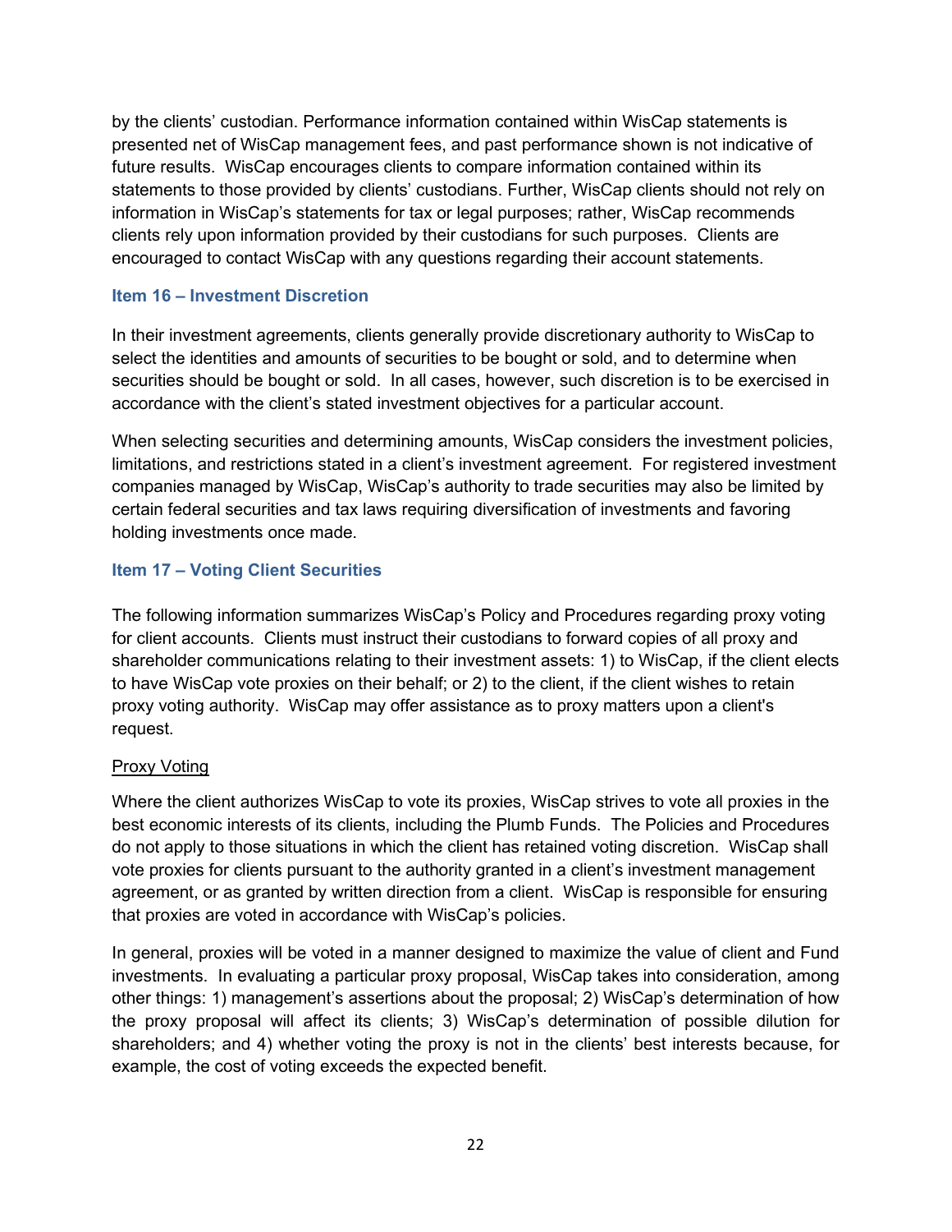by the clients' custodian. Performance information contained within WisCap statements is presented net of WisCap management fees, and past performance shown is not indicative of future results. WisCap encourages clients to compare information contained within its statements to those provided by clients' custodians. Further, WisCap clients should not rely on information in WisCap's statements for tax or legal purposes; rather, WisCap recommends clients rely upon information provided by their custodians for such purposes. Clients are encouraged to contact WisCap with any questions regarding their account statements.

## Item 16 – Investment Discretion

In their investment agreements, clients generally provide discretionary authority to WisCap to select the identities and amounts of securities to be bought or sold, and to determine when securities should be bought or sold. In all cases, however, such discretion is to be exercised in accordance with the client's stated investment objectives for a particular account.

When selecting securities and determining amounts, WisCap considers the investment policies, limitations, and restrictions stated in a client's investment agreement. For registered investment companies managed by WisCap, WisCap's authority to trade securities may also be limited by certain federal securities and tax laws requiring diversification of investments and favoring holding investments once made.

## Item 17 – Voting Client Securities

The following information summarizes WisCap's Policy and Procedures regarding proxy voting for client accounts. Clients must instruct their custodians to forward copies of all proxy and shareholder communications relating to their investment assets: 1) to WisCap, if the client elects to have WisCap vote proxies on their behalf; or 2) to the client, if the client wishes to retain proxy voting authority. WisCap may offer assistance as to proxy matters upon a client's request.

Proxy Voting

Where the client authorizes WisCap to vote its proxies, WisCap strives to vote all proxies in the best economic interests of its clients, including the Plumb Funds. The Policies and Procedures do not apply to those situations in which the client has retained voting discretion. WisCap shall vote proxies for clients pursuant to the authority granted in a client's investment management agreement, or as granted by written direction from a client. WisCap is responsible for ensuring that proxies are voted in accordance with WisCap's policies.

In general, proxies will be voted in a manner designed to maximize the value of client and Fund investments. In evaluating a particular proxy proposal, WisCap takes into consideration, among other things: 1) management's assertions about the proposal; 2) WisCap's determination of how the proxy proposal will affect its clients; 3) WisCap's determination of possible dilution for shareholders; and 4) whether voting the proxy is not in the clients' best interests because, for example, the cost of voting exceeds the expected benefit.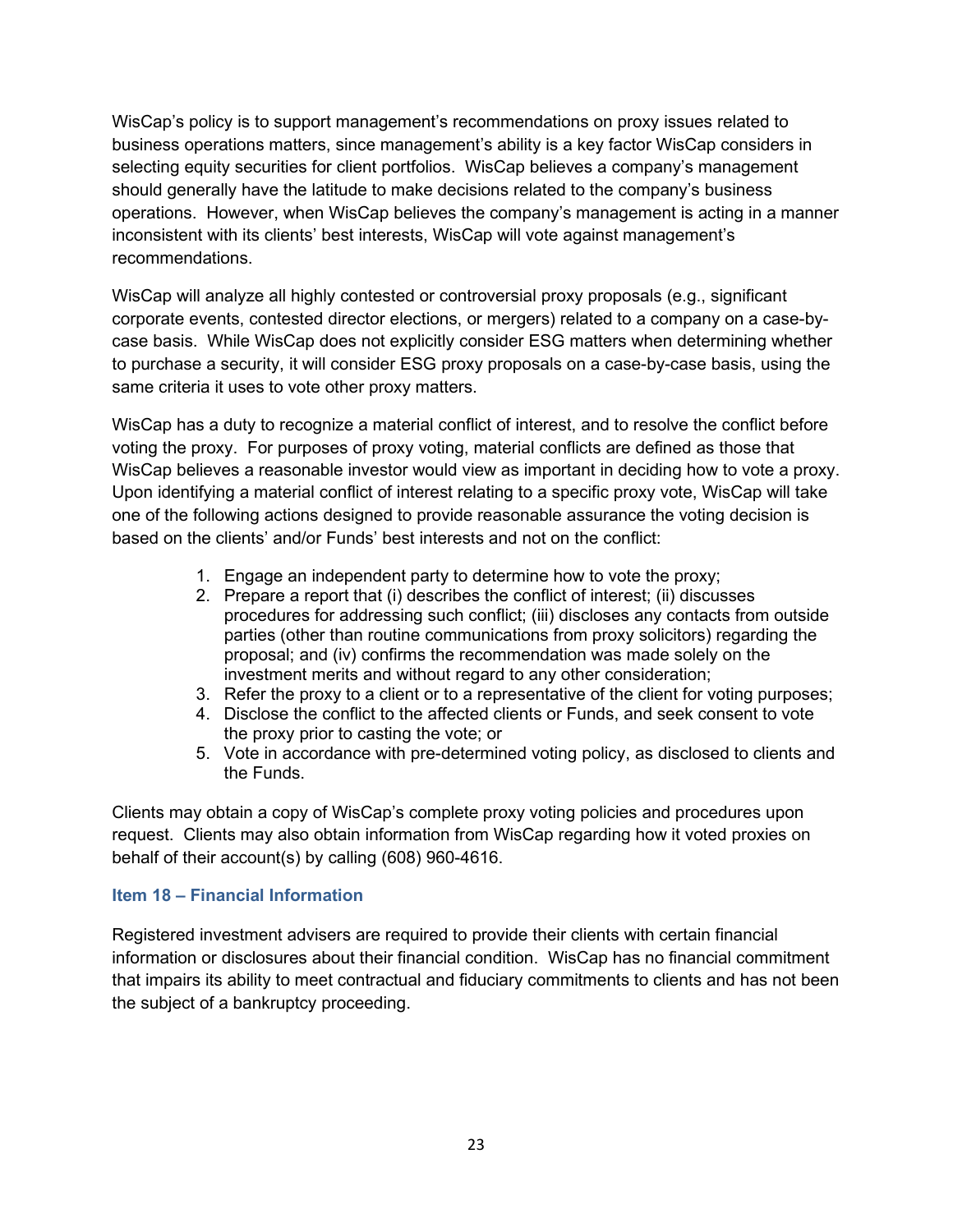WisCap's policy is to support management's recommendations on proxy issues related to business operations matters, since management's ability is a key factor WisCap considers in selecting equity securities for client portfolios. WisCap believes a company's management should generally have the latitude to make decisions related to the company's business operations. However, when WisCap believes the company's management is acting in a manner inconsistent with its clients' best interests, WisCap will vote against management's recommendations.

WisCap will analyze all highly contested or controversial proxy proposals (e.g., significant corporate events, contested director elections, or mergers) related to a company on a case-by-case basis. While WisCap does not explicitly consider ESG matters when determining whether to purchase a security, it will consider ESG proxy proposals on a case-by-case basis, using the same criteria it uses to vote other proxy matters.

WisCap has a duty to recognize a material conflict of interest, and to resolve the conflict before voting the proxy. For purposes of proxy voting, material conflicts are defined as those that WisCap believes a reasonable investor would view as important in deciding how to vote a proxy. Upon identifying a material conflict of interest relating to a specific proxy vote, WisCap will take one of the following actions designed to provide reasonable assurance the voting decision is based on the clients' and/or Funds' best interests and not on the conflict:

1. Engage an independent party to determine how to vote the proxy;
2. Prepare a report that (i) describes the conflict of interest; (ii) discusses procedures for addressing such conflict; (iii) discloses any contacts from outside parties (other than routine communications from proxy solicitors) regarding the proposal; and (iv) confirms the recommendation was made solely on the investment merits and without regard to any other consideration;
3. Refer the proxy to a client or to a representative of the client for voting purposes;
4. Disclose the conflict to the affected clients or Funds, and seek consent to vote the proxy prior to casting the vote; or
5. Vote in accordance with pre-determined voting policy, as disclosed to clients and the Funds.

Clients may obtain a copy of WisCap's complete proxy voting policies and procedures upon request. Clients may also obtain information from WisCap regarding how it voted proxies on behalf of their account(s) by calling (608) 960-4616.

### Item 18 – Financial Information

Registered investment advisers are required to provide their clients with certain financial information or disclosures about their financial condition. WisCap has no financial commitment that impairs its ability to meet contractual and fiduciary commitments to clients and has not been the subject of a bankruptcy proceeding.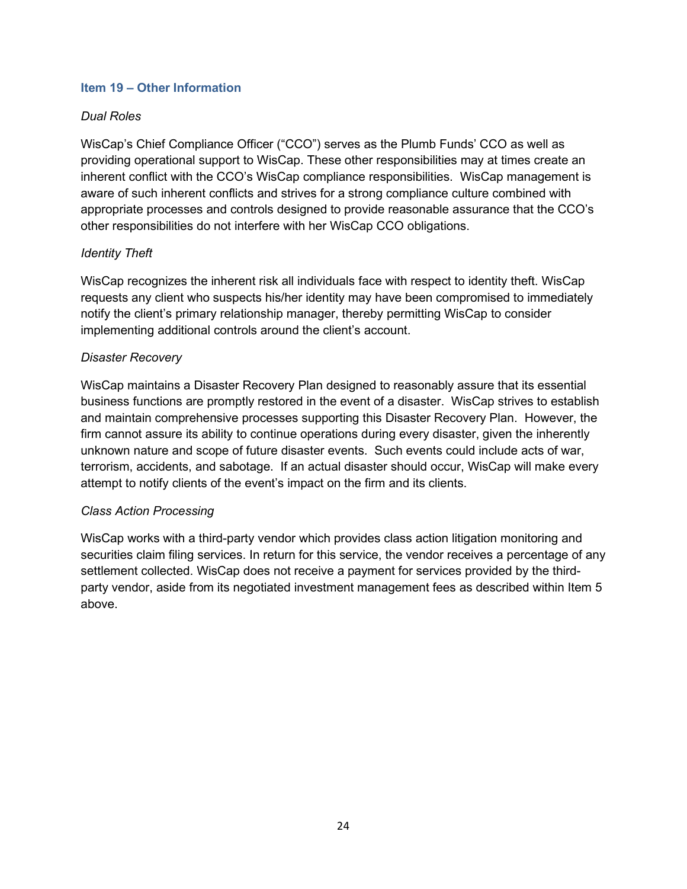## Item 19 – Other Information

*Dual Roles*

WisCap's Chief Compliance Officer ("CCO") serves as the Plumb Funds' CCO as well as providing operational support to WisCap. These other responsibilities may at times create an inherent conflict with the CCO's WisCap compliance responsibilities. WisCap management is aware of such inherent conflicts and strives for a strong compliance culture combined with appropriate processes and controls designed to provide reasonable assurance that the CCO's other responsibilities do not interfere with her WisCap CCO obligations.

*Identity Theft*

WisCap recognizes the inherent risk all individuals face with respect to identity theft. WisCap requests any client who suspects his/her identity may have been compromised to immediately notify the client's primary relationship manager, thereby permitting WisCap to consider implementing additional controls around the client's account.

*Disaster Recovery*

WisCap maintains a Disaster Recovery Plan designed to reasonably assure that its essential business functions are promptly restored in the event of a disaster. WisCap strives to establish and maintain comprehensive processes supporting this Disaster Recovery Plan. However, the firm cannot assure its ability to continue operations during every disaster, given the inherently unknown nature and scope of future disaster events. Such events could include acts of war, terrorism, accidents, and sabotage. If an actual disaster should occur, WisCap will make every attempt to notify clients of the event's impact on the firm and its clients.

*Class Action Processing*

WisCap works with a third-party vendor which provides class action litigation monitoring and securities claim filing services. In return for this service, the vendor receives a percentage of any settlement collected. WisCap does not receive a payment for services provided by the third-party vendor, aside from its negotiated investment management fees as described within Item 5 above.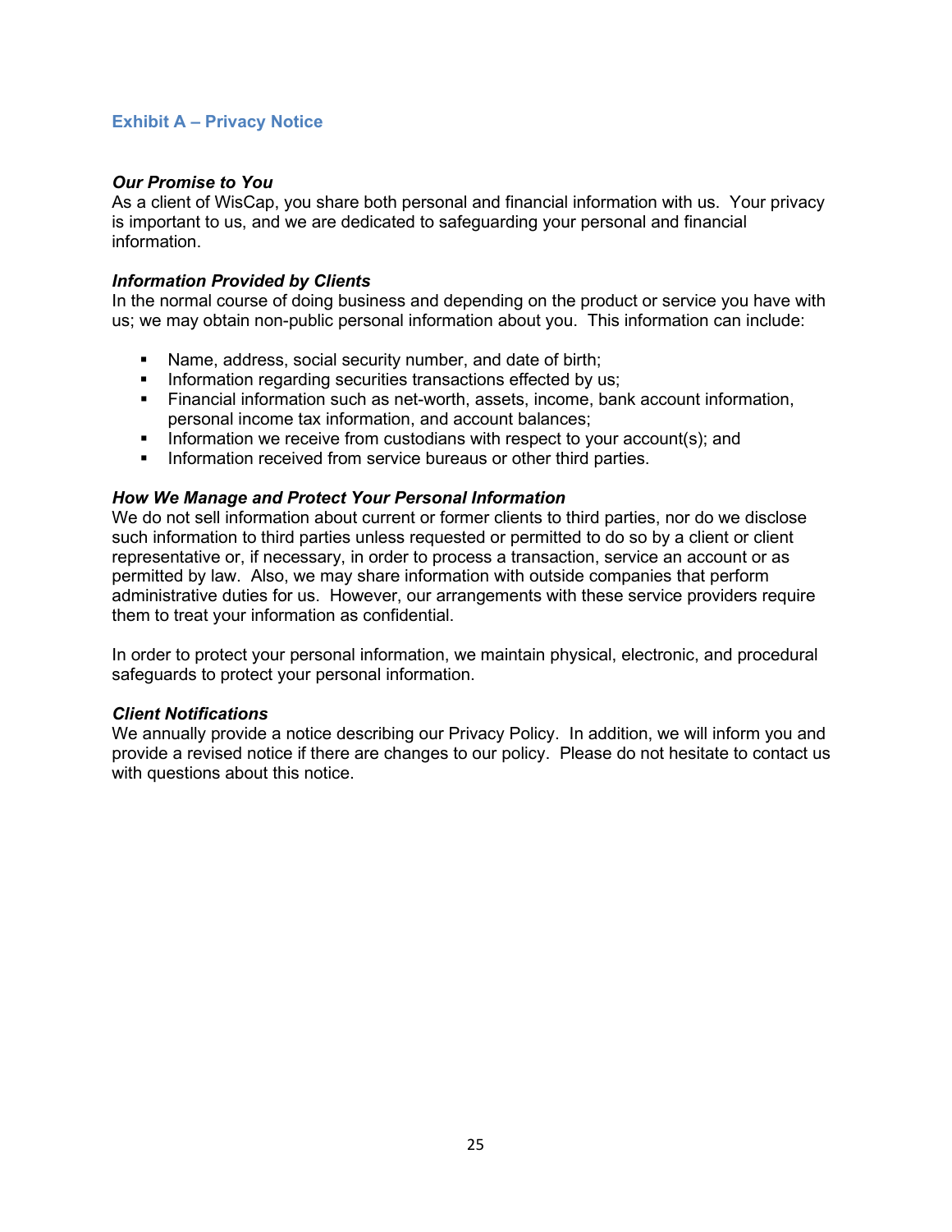## Exhibit A – Privacy Notice

***Our Promise to You***
As a client of WisCap, you share both personal and financial information with us. Your privacy is important to us, and we are dedicated to safeguarding your personal and financial information.

***Information Provided by Clients***
In the normal course of doing business and depending on the product or service you have with us; we may obtain non-public personal information about you. This information can include:

- Name, address, social security number, and date of birth;
- Information regarding securities transactions effected by us;
- Financial information such as net-worth, assets, income, bank account information, personal income tax information, and account balances;
- Information we receive from custodians with respect to your account(s); and
- Information received from service bureaus or other third parties.

***How We Manage and Protect Your Personal Information***
We do not sell information about current or former clients to third parties, nor do we disclose such information to third parties unless requested or permitted to do so by a client or client representative or, if necessary, in order to process a transaction, service an account or as permitted by law. Also, we may share information with outside companies that perform administrative duties for us. However, our arrangements with these service providers require them to treat your information as confidential.

In order to protect your personal information, we maintain physical, electronic, and procedural safeguards to protect your personal information.

***Client Notifications***
We annually provide a notice describing our Privacy Policy. In addition, we will inform you and provide a revised notice if there are changes to our policy. Please do not hesitate to contact us with questions about this notice.